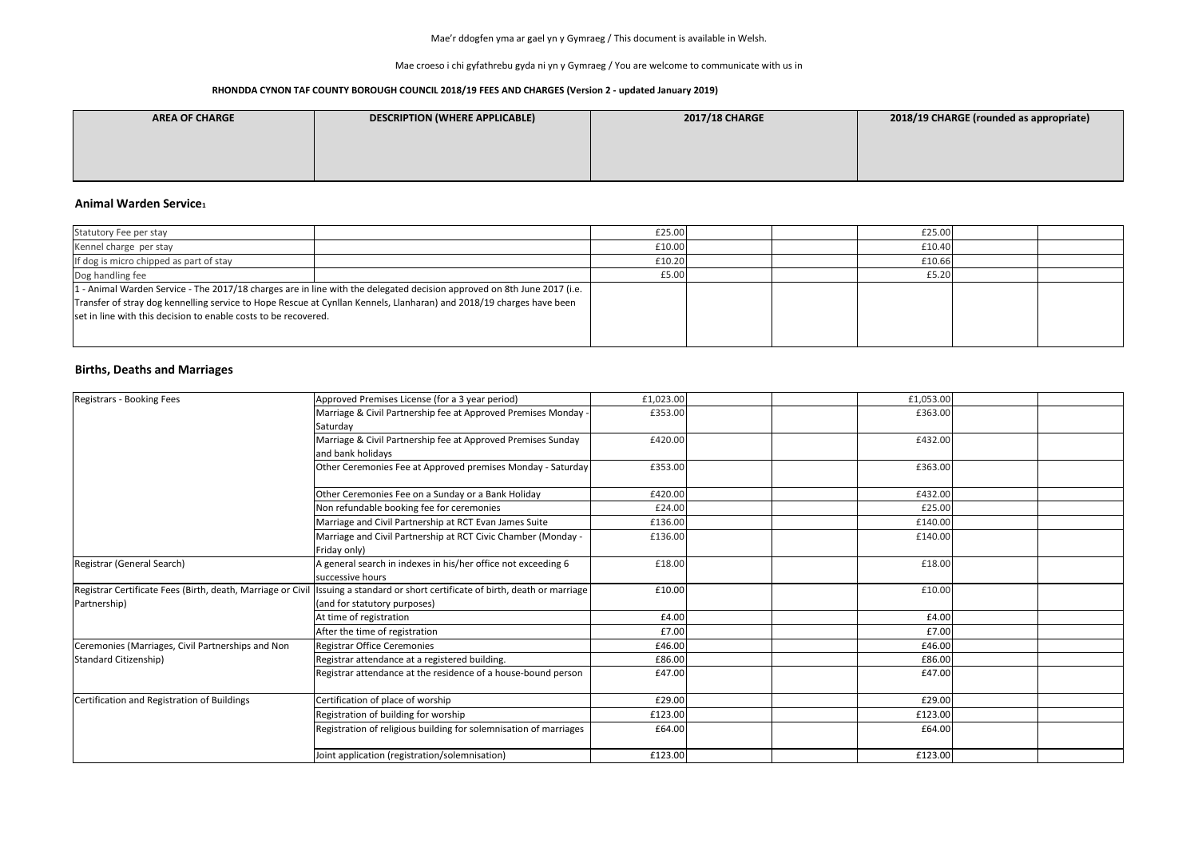Mae'r ddogfen yma ar gael yn y Gymraeg / This document is available in Welsh.

Mae croeso i chi gyfathrebu gyda ni yn y Gymraeg / You are welcome to communicate with us in

**RHONDDA CYNON TAF COUNTY BOROUGH COUNCIL 2018/19 FEES AND CHARGES (Version 2 - updated January 2019)**

| AREA OF CHARGE | DESCRIPTION (WHERE APPLICABLE) | 2017/18 CHARGE | 2018/19 CHARGE (rounded as appropriate) |
|---|---|---|---|

## Animal Warden Service[1]

| AREA OF CHARGE | DESCRIPTION (WHERE APPLICABLE) | 2017/18 CHARGE | 2018/19 CHARGE (rounded as appropriate) |
|---|---|---|---|
| Statutory Fee per stay | | £25.00 | £25.00 |
| Kennel charge per stay | | £10.00 | £10.40 |
| If dog is micro chipped as part of stay | | £10.20 | £10.66 |
| Dog handling fee | | £5.00 | £5.20 |

1 - Animal Warden Service - The 2017/18 charges are in line with the delegated decision approved on 8th June 2017 (i.e. Transfer of stray dog kennelling service to Hope Rescue at Cynllan Kennels, Llanharan) and 2018/19 charges have been set in line with this decision to enable costs to be recovered.

## Births, Deaths and Marriages

| AREA OF CHARGE | DESCRIPTION (WHERE APPLICABLE) | 2017/18 CHARGE | 2018/19 CHARGE (rounded as appropriate) |
|---|---|---|---|
| Registrars - Booking Fees | Approved Premises License (for a 3 year period) | £1,023.00 | £1,053.00 |
| | Marriage & Civil Partnership fee at Approved Premises Monday - Saturday | £353.00 | £363.00 |
| | Marriage & Civil Partnership fee at Approved Premises Sunday and bank holidays | £420.00 | £432.00 |
| | Other Ceremonies Fee at Approved premises Monday - Saturday | £353.00 | £363.00 |
| | Other Ceremonies Fee on a Sunday or a Bank Holiday | £420.00 | £432.00 |
| | Non refundable booking fee for ceremonies | £24.00 | £25.00 |
| | Marriage and Civil Partnership at RCT Evan James Suite | £136.00 | £140.00 |
| | Marriage and Civil Partnership at RCT Civic Chamber (Monday - Friday only) | £136.00 | £140.00 |
| Registrar (General Search) | A general search in indexes in his/her office not exceeding 6 successive hours | £18.00 | £18.00 |
| Registrar Certificate Fees (Birth, death, Marriage or Civil Partnership) | Issuing a standard or short certificate of birth, death or marriage (and for statutory purposes) | £10.00 | £10.00 |
| | At time of registration | £4.00 | £4.00 |
| | After the time of registration | £7.00 | £7.00 |
| Ceremonies (Marriages, Civil Partnerships and Non Standard Citizenship) | Registrar Office Ceremonies | £46.00 | £46.00 |
| | Registrar attendance at a registered building. | £86.00 | £86.00 |
| | Registrar attendance at the residence of a house-bound person | £47.00 | £47.00 |
| Certification and Registration of Buildings | Certification of place of worship | £29.00 | £29.00 |
| | Registration of building for worship | £123.00 | £123.00 |
| | Registration of religious building for solemnisation of marriages | £64.00 | £64.00 |
| | Joint application (registration/solemnisation) | £123.00 | £123.00 |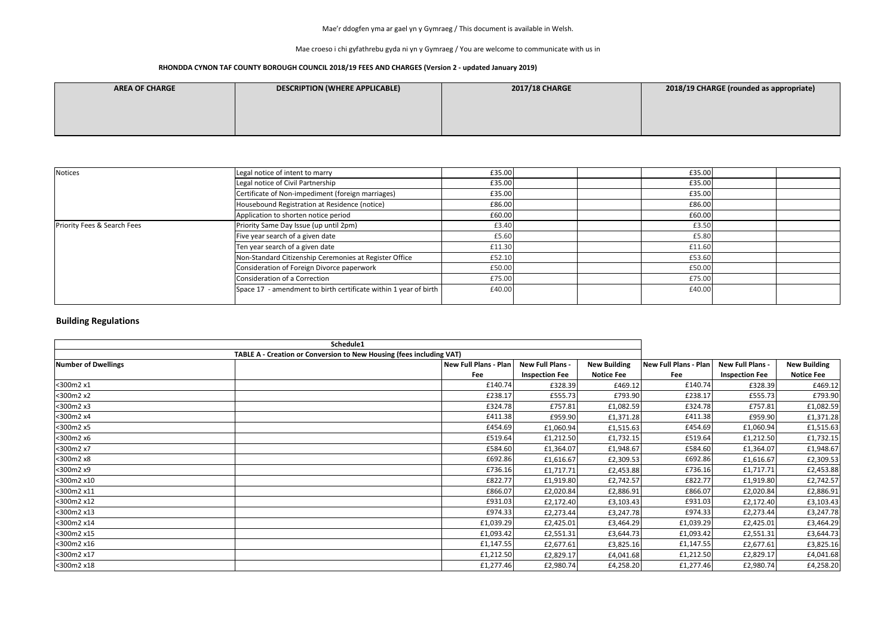Mae'r ddogfen yma ar gael yn y Gymraeg / This document is available in Welsh.

Mae croeso i chi gyfathrebu gyda ni yn y Gymraeg / You are welcome to communicate with us in

**RHONDDA CYNON TAF COUNTY BOROUGH COUNCIL 2018/19 FEES AND CHARGES (Version 2 - updated January 2019)**

| AREA OF CHARGE | DESCRIPTION (WHERE APPLICABLE) | 2017/18 CHARGE | | | 2018/19 CHARGE (rounded as appropriate) | | |
|---|---|---|---|---|---|---|---|
| Notices | Legal notice of intent to marry | £35.00 | | | £35.00 | | |
| | Legal notice of Civil Partnership | £35.00 | | | £35.00 | | |
| | Certificate of Non-impediment (foreign marriages) | £35.00 | | | £35.00 | | |
| | Housebound Registration at Residence (notice) | £86.00 | | | £86.00 | | |
| | Application to shorten notice period | £60.00 | | | £60.00 | | |
| Priority Fees & Search Fees | Priority Same Day Issue (up until 2pm) | £3.40 | | | £3.50 | | |
| | Five year search of a given date | £5.60 | | | £5.80 | | |
| | Ten year search of a given date | £11.30 | | | £11.60 | | |
| | Non-Standard Citizenship Ceremonies at Register Office | £52.10 | | | £53.60 | | |
| | Consideration of Foreign Divorce paperwork | £50.00 | | | £50.00 | | |
| | Consideration of a Correction | £75.00 | | | £75.00 | | |
| | Space 17 - amendment to birth certificate within 1 year of birth | £40.00 | | | £40.00 | | |

## Building Regulations

| Schedule1 | | | | | | | |
|---|---|---|---|---|---|---|---|
| | TABLE A - Creation or Conversion to New Housing (fees including VAT) | | | | | | |
| **Number of Dwellings** | | **New Full Plans - Plan Fee** | **New Full Plans - Inspection Fee** | **New Building Notice Fee** | **New Full Plans - Plan Fee** | **New Full Plans - Inspection Fee** | **New Building Notice Fee** |
| <300m2 x1 | | £140.74 | £328.39 | £469.12 | £140.74 | £328.39 | £469.12 |
| <300m2 x2 | | £238.17 | £555.73 | £793.90 | £238.17 | £555.73 | £793.90 |
| <300m2 x3 | | £324.78 | £757.81 | £1,082.59 | £324.78 | £757.81 | £1,082.59 |
| <300m2 x4 | | £411.38 | £959.90 | £1,371.28 | £411.38 | £959.90 | £1,371.28 |
| <300m2 x5 | | £454.69 | £1,060.94 | £1,515.63 | £454.69 | £1,060.94 | £1,515.63 |
| <300m2 x6 | | £519.64 | £1,212.50 | £1,732.15 | £519.64 | £1,212.50 | £1,732.15 |
| <300m2 x7 | | £584.60 | £1,364.07 | £1,948.67 | £584.60 | £1,364.07 | £1,948.67 |
| <300m2 x8 | | £692.86 | £1,616.67 | £2,309.53 | £692.86 | £1,616.67 | £2,309.53 |
| <300m2 x9 | | £736.16 | £1,717.71 | £2,453.88 | £736.16 | £1,717.71 | £2,453.88 |
| <300m2 x10 | | £822.77 | £1,919.80 | £2,742.57 | £822.77 | £1,919.80 | £2,742.57 |
| <300m2 x11 | | £866.07 | £2,020.84 | £2,886.91 | £866.07 | £2,020.84 | £2,886.91 |
| <300m2 x12 | | £931.03 | £2,172.40 | £3,103.43 | £931.03 | £2,172.40 | £3,103.43 |
| <300m2 x13 | | £974.33 | £2,273.44 | £3,247.78 | £974.33 | £2,273.44 | £3,247.78 |
| <300m2 x14 | | £1,039.29 | £2,425.01 | £3,464.29 | £1,039.29 | £2,425.01 | £3,464.29 |
| <300m2 x15 | | £1,093.42 | £2,551.31 | £3,644.73 | £1,093.42 | £2,551.31 | £3,644.73 |
| <300m2 x16 | | £1,147.55 | £2,677.61 | £3,825.16 | £1,147.55 | £2,677.61 | £3,825.16 |
| <300m2 x17 | | £1,212.50 | £2,829.17 | £4,041.68 | £1,212.50 | £2,829.17 | £4,041.68 |
| <300m2 x18 | | £1,277.46 | £2,980.74 | £4,258.20 | £1,277.46 | £2,980.74 | £4,258.20 |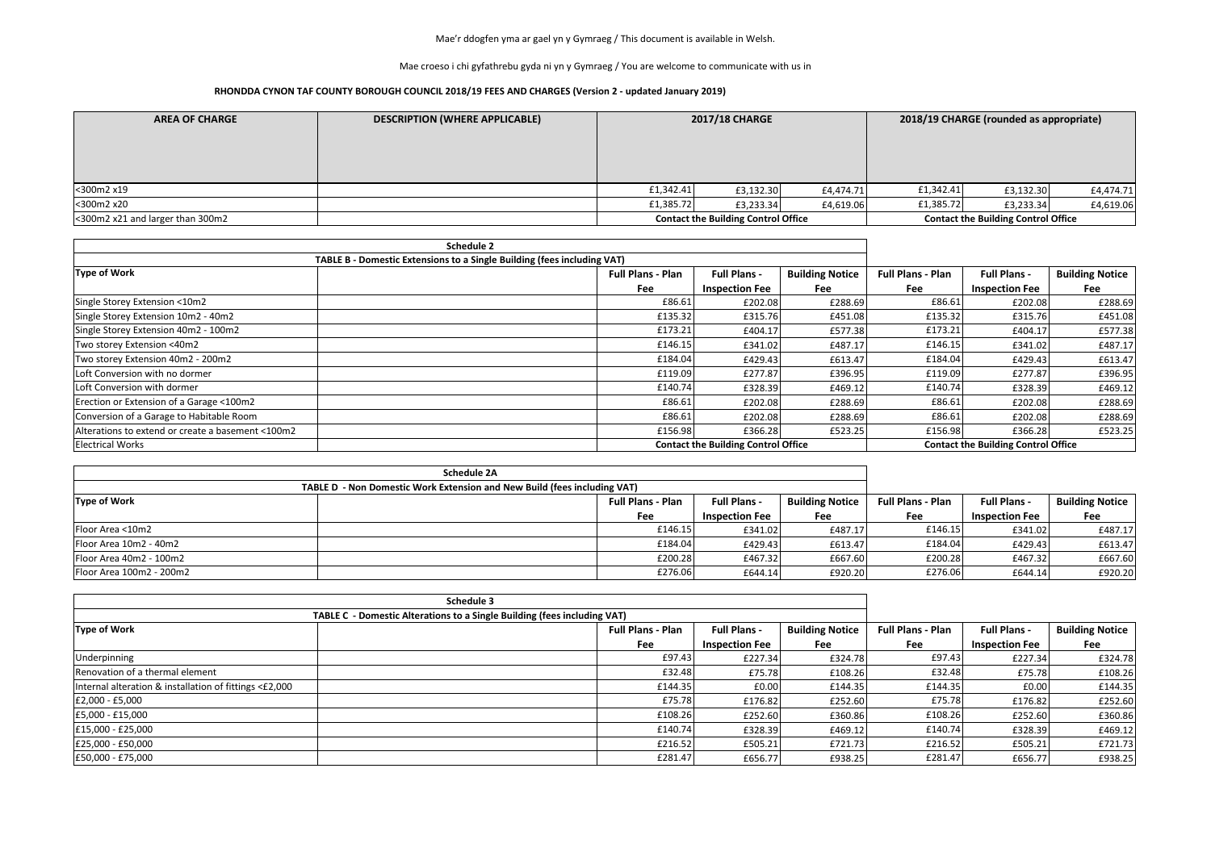Mae'r ddogfen yma ar gael yn y Gymraeg / This document is available in Welsh.

Mae croeso i chi gyfathrebu gyda ni yn y Gymraeg / You are welcome to communicate with us in

**RHONDDA CYNON TAF COUNTY BOROUGH COUNCIL 2018/19 FEES AND CHARGES (Version 2 - updated January 2019)**

| AREA OF CHARGE | DESCRIPTION (WHERE APPLICABLE) | 2017/18 CHARGE | | | 2018/19 CHARGE (rounded as appropriate) | | |
|---|---|---|---|---|---|---|---|
| <300m2 x19 | | £1,342.41 | £3,132.30 | £4,474.71 | £1,342.41 | £3,132.30 | £4,474.71 |
| <300m2 x20 | | £1,385.72 | £3,233.34 | £4,619.06 | £1,385.72 | £3,233.34 | £4,619.06 |
| <300m2 x21 and larger than 300m2 | | Contact the Building Control Office | | | Contact the Building Control Office | | |

| Schedule 2<br>TABLE B - Domestic Extensions to a Single Building (fees including VAT) | | | | | | | |
|---|---|---|---|---|---|---|---|
| **Type of Work** | | **Full Plans - Plan Fee** | **Full Plans - Inspection Fee** | **Building Notice Fee** | **Full Plans - Plan Fee** | **Full Plans - Inspection Fee** | **Building Notice Fee** |
| Single Storey Extension <10m2 | | £86.61 | £202.08 | £288.69 | £86.61 | £202.08 | £288.69 |
| Single Storey Extension 10m2 - 40m2 | | £135.32 | £315.76 | £451.08 | £135.32 | £315.76 | £451.08 |
| Single Storey Extension 40m2 - 100m2 | | £173.21 | £404.17 | £577.38 | £173.21 | £404.17 | £577.38 |
| Two storey Extension <40m2 | | £146.15 | £341.02 | £487.17 | £146.15 | £341.02 | £487.17 |
| Two storey Extension 40m2 - 200m2 | | £184.04 | £429.43 | £613.47 | £184.04 | £429.43 | £613.47 |
| Loft Conversion with no dormer | | £119.09 | £277.87 | £396.95 | £119.09 | £277.87 | £396.95 |
| Loft Conversion with dormer | | £140.74 | £328.39 | £469.12 | £140.74 | £328.39 | £469.12 |
| Erection or Extension of a Garage <100m2 | | £86.61 | £202.08 | £288.69 | £86.61 | £202.08 | £288.69 |
| Conversion of a Garage to Habitable Room | | £86.61 | £202.08 | £288.69 | £86.61 | £202.08 | £288.69 |
| Alterations to extend or create a basement <100m2 | | £156.98 | £366.28 | £523.25 | £156.98 | £366.28 | £523.25 |
| Electrical Works | | Contact the Building Control Office | | | Contact the Building Control Office | | |

| Schedule 2A<br>TABLE D - Non Domestic Work Extension and New Build (fees including VAT) | | | | | | | |
|---|---|---|---|---|---|---|---|
| **Type of Work** | | **Full Plans - Plan Fee** | **Full Plans - Inspection Fee** | **Building Notice Fee** | **Full Plans - Plan Fee** | **Full Plans - Inspection Fee** | **Building Notice Fee** |
| Floor Area <10m2 | | £146.15 | £341.02 | £487.17 | £146.15 | £341.02 | £487.17 |
| Floor Area 10m2 - 40m2 | | £184.04 | £429.43 | £613.47 | £184.04 | £429.43 | £613.47 |
| Floor Area 40m2 - 100m2 | | £200.28 | £467.32 | £667.60 | £200.28 | £467.32 | £667.60 |
| Floor Area 100m2 - 200m2 | | £276.06 | £644.14 | £920.20 | £276.06 | £644.14 | £920.20 |

| Schedule 3<br>TABLE C - Domestic Alterations to a Single Building (fees including VAT) | | | | | | | |
|---|---|---|---|---|---|---|---|
| **Type of Work** | | **Full Plans - Plan Fee** | **Full Plans - Inspection Fee** | **Building Notice Fee** | **Full Plans - Plan Fee** | **Full Plans - Inspection Fee** | **Building Notice Fee** |
| Underpinning | | £97.43 | £227.34 | £324.78 | £97.43 | £227.34 | £324.78 |
| Renovation of a thermal element | | £32.48 | £75.78 | £108.26 | £32.48 | £75.78 | £108.26 |
| Internal alteration & installation of fittings <£2,000 | | £144.35 | £0.00 | £144.35 | £144.35 | £0.00 | £144.35 |
| £2,000 - £5,000 | | £75.78 | £176.82 | £252.60 | £75.78 | £176.82 | £252.60 |
| £5,000 - £15,000 | | £108.26 | £252.60 | £360.86 | £108.26 | £252.60 | £360.86 |
| £15,000 - £25,000 | | £140.74 | £328.39 | £469.12 | £140.74 | £328.39 | £469.12 |
| £25,000 - £50,000 | | £216.52 | £505.21 | £721.73 | £216.52 | £505.21 | £721.73 |
| £50,000 - £75,000 | | £281.47 | £656.77 | £938.25 | £281.47 | £656.77 | £938.25 |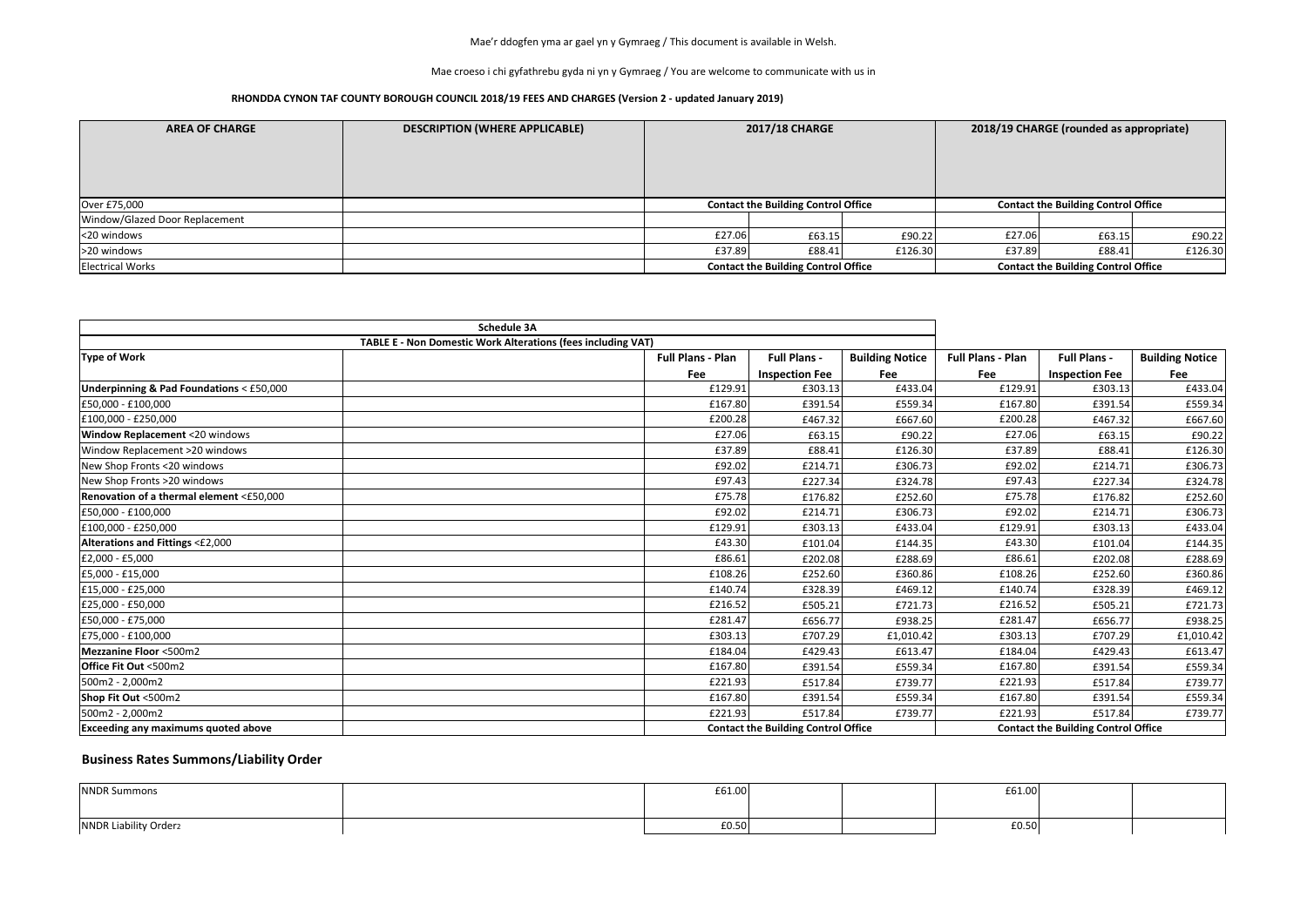Mae'r ddogfen yma ar gael yn y Gymraeg / This document is available in Welsh.

Mae croeso i chi gyfathrebu gyda ni yn y Gymraeg / You are welcome to communicate with us in

**RHONDDA CYNON TAF COUNTY BOROUGH COUNCIL 2018/19 FEES AND CHARGES (Version 2 - updated January 2019)**

| AREA OF CHARGE | DESCRIPTION (WHERE APPLICABLE) | 2017/18 CHARGE | | | 2018/19 CHARGE (rounded as appropriate) | | |
|---|---|---|---|---|---|---|---|
| Over £75,000 | | Contact the Building Control Office | | | Contact the Building Control Office | | |
| Window/Glazed Door Replacement | | | | | | | |
| <20 windows | | £27.06 | £63.15 | £90.22 | £27.06 | £63.15 | £90.22 |
| >20 windows | | £37.89 | £88.41 | £126.30 | £37.89 | £88.41 | £126.30 |
| Electrical Works | | Contact the Building Control Office | | | Contact the Building Control Office | | |

| Schedule 3A | | | | | | | |
|---|---|---|---|---|---|---|---|
| TABLE E - Non Domestic Work Alterations (fees including VAT) | | | | | | | |
| **Type of Work** | | **Full Plans - Plan Fee** | **Full Plans - Inspection Fee** | **Building Notice Fee** | **Full Plans - Plan Fee** | **Full Plans - Inspection Fee** | **Building Notice Fee** |
| **Underpinning & Pad Foundations** < £50,000 | | £129.91 | £303.13 | £433.04 | £129.91 | £303.13 | £433.04 |
| £50,000 - £100,000 | | £167.80 | £391.54 | £559.34 | £167.80 | £391.54 | £559.34 |
| £100,000 - £250,000 | | £200.28 | £467.32 | £667.60 | £200.28 | £467.32 | £667.60 |
| **Window Replacement** <20 windows | | £27.06 | £63.15 | £90.22 | £27.06 | £63.15 | £90.22 |
| Window Replacement >20 windows | | £37.89 | £88.41 | £126.30 | £37.89 | £88.41 | £126.30 |
| New Shop Fronts <20 windows | | £92.02 | £214.71 | £306.73 | £92.02 | £214.71 | £306.73 |
| New Shop Fronts >20 windows | | £97.43 | £227.34 | £324.78 | £97.43 | £227.34 | £324.78 |
| **Renovation of a thermal element** <£50,000 | | £75.78 | £176.82 | £252.60 | £75.78 | £176.82 | £252.60 |
| £50,000 - £100,000 | | £92.02 | £214.71 | £306.73 | £92.02 | £214.71 | £306.73 |
| £100,000 - £250,000 | | £129.91 | £303.13 | £433.04 | £129.91 | £303.13 | £433.04 |
| **Alterations and Fittings** <£2,000 | | £43.30 | £101.04 | £144.35 | £43.30 | £101.04 | £144.35 |
| £2,000 - £5,000 | | £86.61 | £202.08 | £288.69 | £86.61 | £202.08 | £288.69 |
| £5,000 - £15,000 | | £108.26 | £252.60 | £360.86 | £108.26 | £252.60 | £360.86 |
| £15,000 - £25,000 | | £140.74 | £328.39 | £469.12 | £140.74 | £328.39 | £469.12 |
| £25,000 - £50,000 | | £216.52 | £505.21 | £721.73 | £216.52 | £505.21 | £721.73 |
| £50,000 - £75,000 | | £281.47 | £656.77 | £938.25 | £281.47 | £656.77 | £938.25 |
| £75,000 - £100,000 | | £303.13 | £707.29 | £1,010.42 | £303.13 | £707.29 | £1,010.42 |
| **Mezzanine Floor** <500m2 | | £184.04 | £429.43 | £613.47 | £184.04 | £429.43 | £613.47 |
| **Office Fit Out** <500m2 | | £167.80 | £391.54 | £559.34 | £167.80 | £391.54 | £559.34 |
| 500m2 - 2,000m2 | | £221.93 | £517.84 | £739.77 | £221.93 | £517.84 | £739.77 |
| **Shop Fit Out** <500m2 | | £167.80 | £391.54 | £559.34 | £167.80 | £391.54 | £559.34 |
| 500m2 - 2,000m2 | | £221.93 | £517.84 | £739.77 | £221.93 | £517.84 | £739.77 |
| **Exceeding any maximums quoted above** | | Contact the Building Control Office | | | Contact the Building Control Office | | |

## Business Rates Summons/Liability Order

| | | | | | | | |
|---|---|---|---|---|---|---|---|
| NNDR Summons | | £61.00 | | | £61.00 | | |
| NNDR Liability Order2 | | £0.50 | | | £0.50 | | |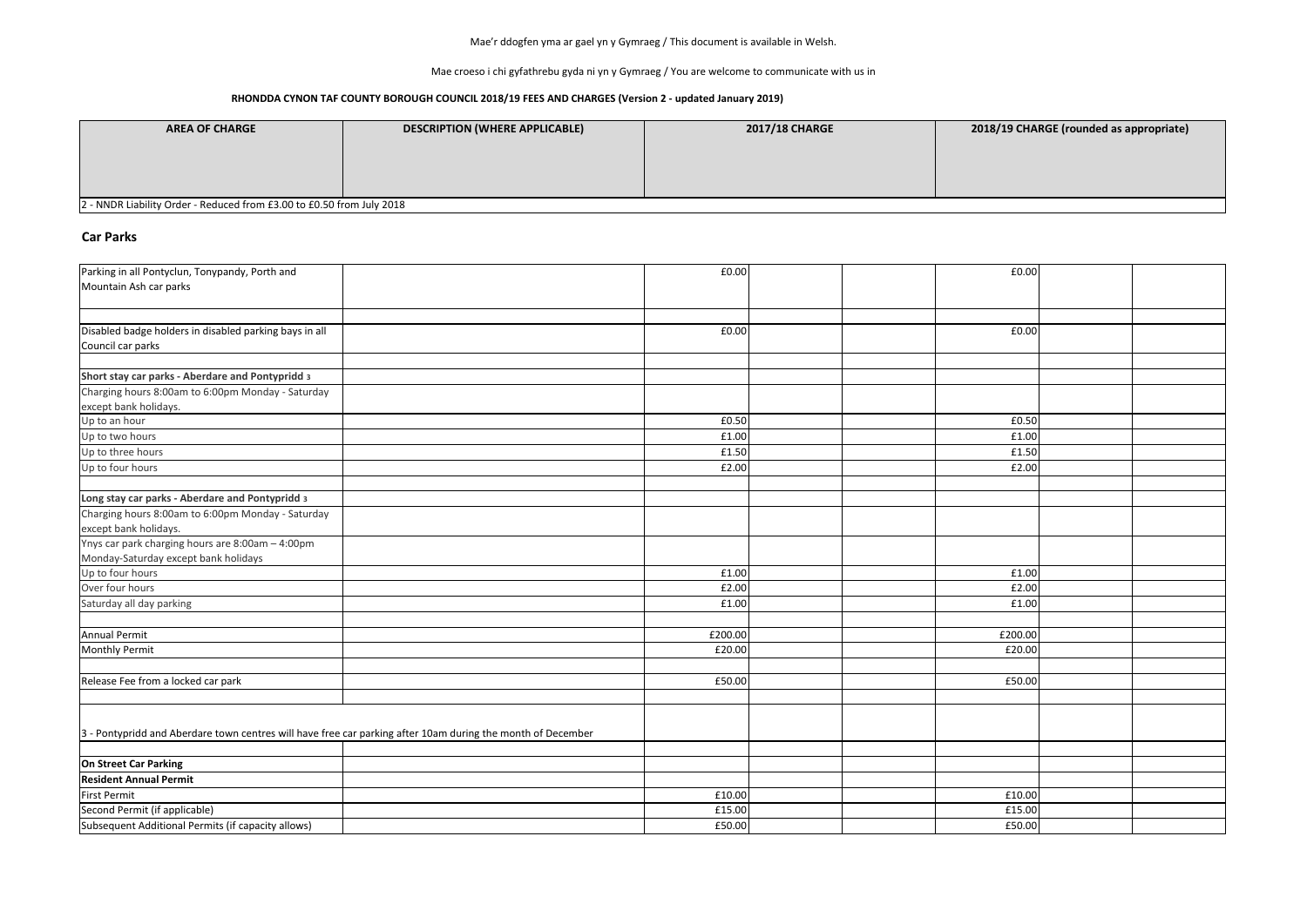Mae'r ddogfen yma ar gael yn y Gymraeg / This document is available in Welsh.

Mae croeso i chi gyfathrebu gyda ni yn y Gymraeg / You are welcome to communicate with us in

**RHONDDA CYNON TAF COUNTY BOROUGH COUNCIL 2018/19 FEES AND CHARGES (Version 2 - updated January 2019)**

| AREA OF CHARGE | DESCRIPTION (WHERE APPLICABLE) | 2017/18 CHARGE | 2018/19 CHARGE (rounded as appropriate) |
|---|---|---|---|
| 2 - NNDR Liability Order - Reduced from £3.00 to £0.50 from July 2018 | | | |

## Car Parks

| | | | | | | | |
|---|---|---|---|---|---|---|---|
| Parking in all Pontyclun, Tonypandy, Porth and Mountain Ash car parks | | £0.00 | | | £0.00 | | |
| Disabled badge holders in disabled parking bays in all Council car parks | | £0.00 | | | £0.00 | | |
| **Short stay car parks - Aberdare and Pontypridd 3** | | | | | | | |
| Charging hours 8:00am to 6:00pm Monday - Saturday except bank holidays. | | | | | | | |
| Up to an hour | | £0.50 | | | £0.50 | | |
| Up to two hours | | £1.00 | | | £1.00 | | |
| Up to three hours | | £1.50 | | | £1.50 | | |
| Up to four hours | | £2.00 | | | £2.00 | | |
| **Long stay car parks - Aberdare and Pontypridd 3** | | | | | | | |
| Charging hours 8:00am to 6:00pm Monday - Saturday except bank holidays. | | | | | | | |
| Ynys car park charging hours are 8:00am – 4:00pm Monday-Saturday except bank holidays | | | | | | | |
| Up to four hours | | £1.00 | | | £1.00 | | |
| Over four hours | | £2.00 | | | £2.00 | | |
| Saturday all day parking | | £1.00 | | | £1.00 | | |
| Annual Permit | | £200.00 | | | £200.00 | | |
| Monthly Permit | | £20.00 | | | £20.00 | | |
| Release Fee from a locked car park | | £50.00 | | | £50.00 | | |
| 3 - Pontypridd and Aberdare town centres will have free car parking after 10am during the month of December | | | | | | | |
| **On Street Car Parking** | | | | | | | |
| **Resident Annual Permit** | | | | | | | |
| First Permit | | £10.00 | | | £10.00 | | |
| Second Permit (if applicable) | | £15.00 | | | £15.00 | | |
| Subsequent Additional Permits (if capacity allows) | | £50.00 | | | £50.00 | | |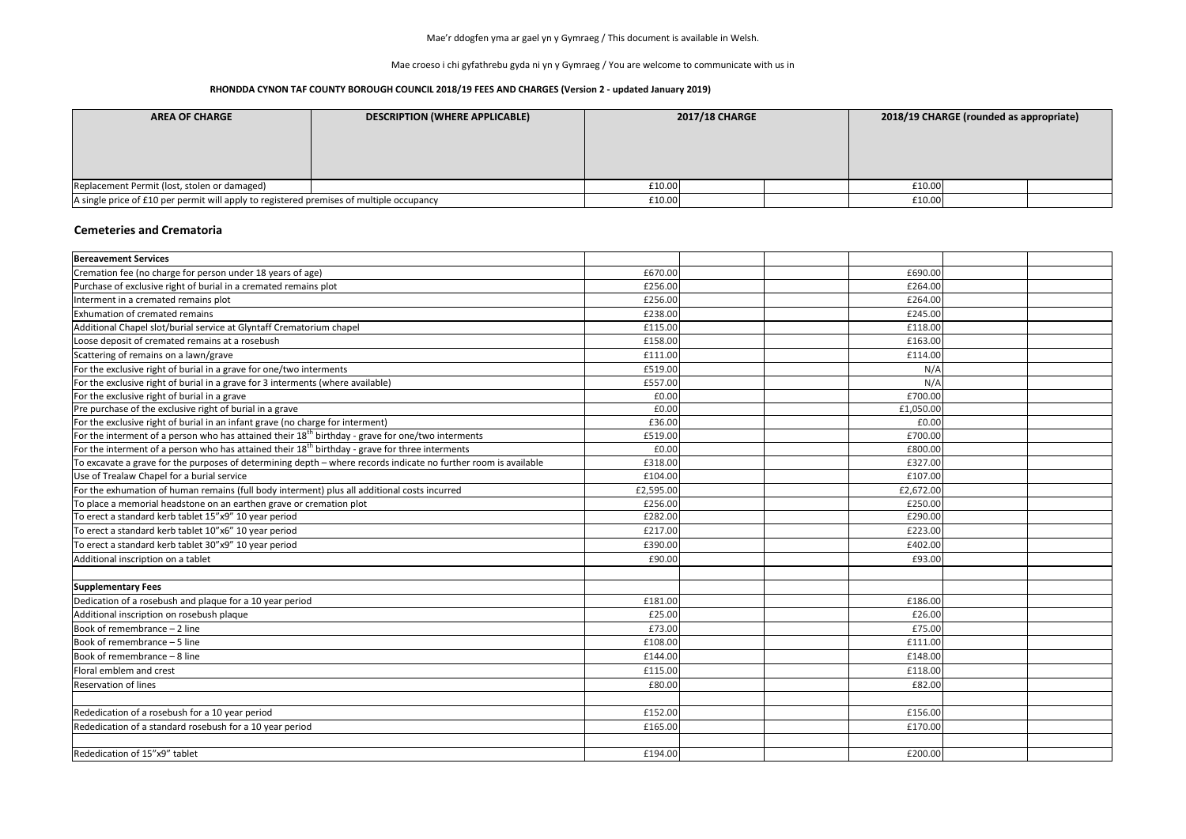Mae'r ddogfen yma ar gael yn y Gymraeg / This document is available in Welsh.

Mae croeso i chi gyfathrebu gyda ni yn y Gymraeg / You are welcome to communicate with us in

**RHONDDA CYNON TAF COUNTY BOROUGH COUNCIL 2018/19 FEES AND CHARGES (Version 2 - updated January 2019)**

| AREA OF CHARGE | DESCRIPTION (WHERE APPLICABLE) | 2017/18 CHARGE | | | 2018/19 CHARGE (rounded as appropriate) | | |
|---|---|---|---|---|---|---|---|
| Replacement Permit (lost, stolen or damaged) | | £10.00 | | | £10.00 | | |
| A single price of £10 per permit will apply to registered premises of multiple occupancy | | £10.00 | | | £10.00 | | |

## Cemeteries and Crematoria

| | | | | | | |
|---|---|---|---|---|---|---|
| **Bereavement Services** | | | | | | |
| Cremation fee (no charge for person under 18 years of age) | £670.00 | | | £690.00 | | |
| Purchase of exclusive right of burial in a cremated remains plot | £256.00 | | | £264.00 | | |
| Interment in a cremated remains plot | £256.00 | | | £264.00 | | |
| Exhumation of cremated remains | £238.00 | | | £245.00 | | |
| Additional Chapel slot/burial service at Glyntaff Crematorium chapel | £115.00 | | | £118.00 | | |
| Loose deposit of cremated remains at a rosebush | £158.00 | | | £163.00 | | |
| Scattering of remains on a lawn/grave | £111.00 | | | £114.00 | | |
| For the exclusive right of burial in a grave for one/two interments | £519.00 | | | N/A | | |
| For the exclusive right of burial in a grave for 3 interments (where available) | £557.00 | | | N/A | | |
| For the exclusive right of burial in a grave | £0.00 | | | £700.00 | | |
| Pre purchase of the exclusive right of burial in a grave | £0.00 | | | £1,050.00 | | |
| For the exclusive right of burial in an infant grave (no charge for interment) | £36.00 | | | £0.00 | | |
| For the interment of a person who has attained their 18th birthday - grave for one/two interments | £519.00 | | | £700.00 | | |
| For the interment of a person who has attained their 18th birthday - grave for three interments | £0.00 | | | £800.00 | | |
| To excavate a grave for the purposes of determining depth – where records indicate no further room is available | £318.00 | | | £327.00 | | |
| Use of Trealaw Chapel for a burial service | £104.00 | | | £107.00 | | |
| For the exhumation of human remains (full body interment) plus all additional costs incurred | £2,595.00 | | | £2,672.00 | | |
| To place a memorial headstone on an earthen grave or cremation plot | £256.00 | | | £250.00 | | |
| To erect a standard kerb tablet 15"x9" 10 year period | £282.00 | | | £290.00 | | |
| To erect a standard kerb tablet 10"x6" 10 year period | £217.00 | | | £223.00 | | |
| To erect a standard kerb tablet 30"x9" 10 year period | £390.00 | | | £402.00 | | |
| Additional inscription on a tablet | £90.00 | | | £93.00 | | |
| | | | | | | |
| **Supplementary Fees** | | | | | | |
| Dedication of a rosebush and plaque for a 10 year period | £181.00 | | | £186.00 | | |
| Additional inscription on rosebush plaque | £25.00 | | | £26.00 | | |
| Book of remembrance – 2 line | £73.00 | | | £75.00 | | |
| Book of remembrance – 5 line | £108.00 | | | £111.00 | | |
| Book of remembrance – 8 line | £144.00 | | | £148.00 | | |
| Floral emblem and crest | £115.00 | | | £118.00 | | |
| Reservation of lines | £80.00 | | | £82.00 | | |
| | | | | | | |
| Rededication of a rosebush for a 10 year period | £152.00 | | | £156.00 | | |
| Rededication of a standard rosebush for a 10 year period | £165.00 | | | £170.00 | | |
| | | | | | | |
| Rededication of 15"x9" tablet | £194.00 | | | £200.00 | | |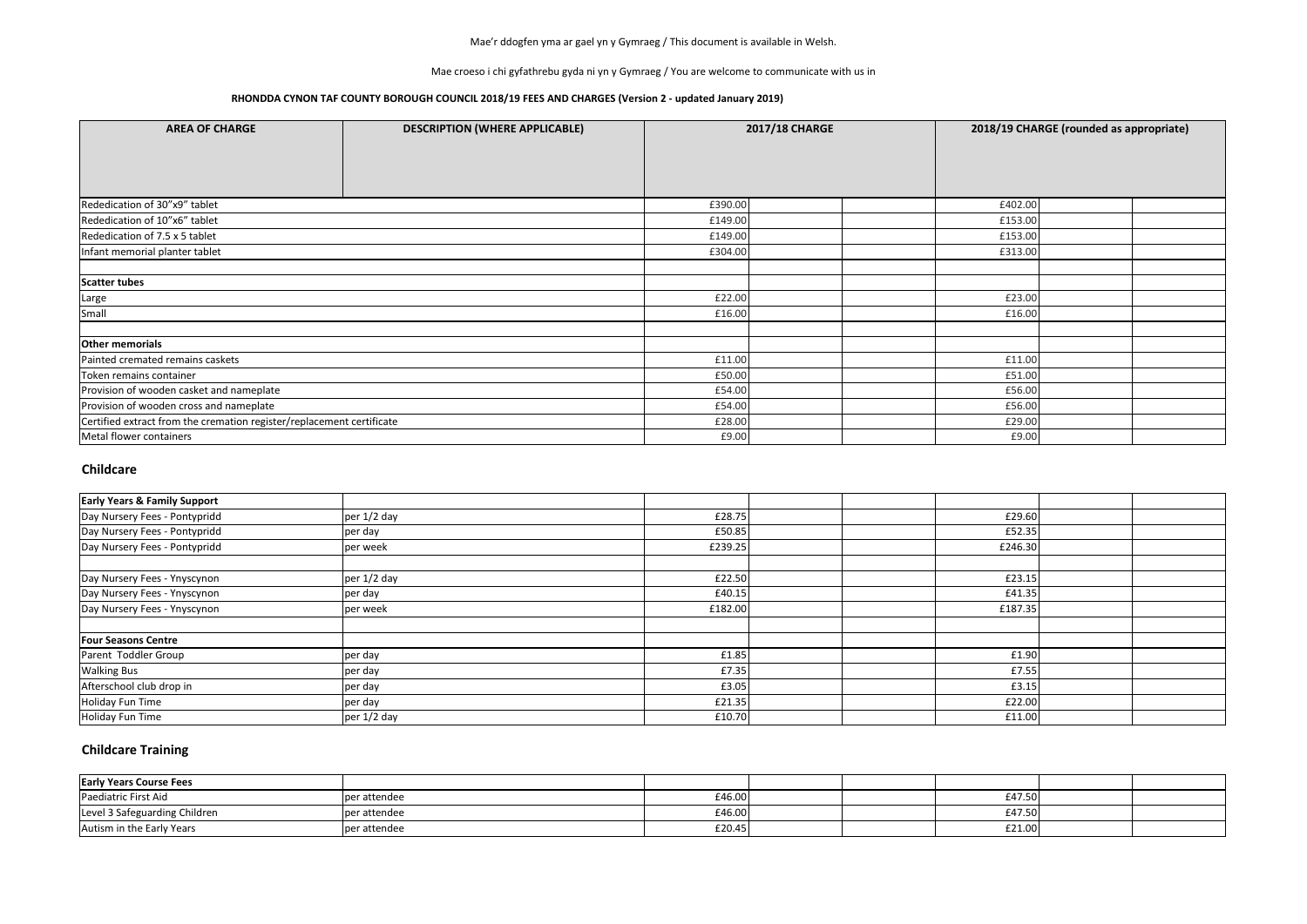Mae'r ddogfen yma ar gael yn y Gymraeg / This document is available in Welsh.

Mae croeso i chi gyfathrebu gyda ni yn y Gymraeg / You are welcome to communicate with us in

**RHONDDA CYNON TAF COUNTY BOROUGH COUNCIL 2018/19 FEES AND CHARGES (Version 2 - updated January 2019)**

| AREA OF CHARGE | DESCRIPTION (WHERE APPLICABLE) | 2017/18 CHARGE | | | 2018/19 CHARGE (rounded as appropriate) | | |
|---|---|---|---|---|---|---|---|
| Rededication of 30"x9" tablet | | £390.00 | | | £402.00 | | |
| Rededication of 10"x6" tablet | | £149.00 | | | £153.00 | | |
| Rededication of 7.5 x 5 tablet | | £149.00 | | | £153.00 | | |
| Infant memorial planter tablet | | £304.00 | | | £313.00 | | |
| | | | | | | | |
| **Scatter tubes** | | | | | | | |
| Large | | £22.00 | | | £23.00 | | |
| Small | | £16.00 | | | £16.00 | | |
| | | | | | | | |
| **Other memorials** | | | | | | | |
| Painted cremated remains caskets | | £11.00 | | | £11.00 | | |
| Token remains container | | £50.00 | | | £51.00 | | |
| Provision of wooden casket and nameplate | | £54.00 | | | £56.00 | | |
| Provision of wooden cross and nameplate | | £54.00 | | | £56.00 | | |
| Certified extract from the cremation register/replacement certificate | | £28.00 | | | £29.00 | | |
| Metal flower containers | | £9.00 | | | £9.00 | | |

## Childcare

| | | | | | | | |
|---|---|---|---|---|---|---|---|
| **Early Years & Family Support** | | | | | | | |
| Day Nursery Fees - Pontypridd | per 1/2 day | £28.75 | | | £29.60 | | |
| Day Nursery Fees - Pontypridd | per day | £50.85 | | | £52.35 | | |
| Day Nursery Fees - Pontypridd | per week | £239.25 | | | £246.30 | | |
| | | | | | | | |
| Day Nursery Fees - Ynyscynon | per 1/2 day | £22.50 | | | £23.15 | | |
| Day Nursery Fees - Ynyscynon | per day | £40.15 | | | £41.35 | | |
| Day Nursery Fees - Ynyscynon | per week | £182.00 | | | £187.35 | | |
| | | | | | | | |
| **Four Seasons Centre** | | | | | | | |
| Parent Toddler Group | per day | £1.85 | | | £1.90 | | |
| Walking Bus | per day | £7.35 | | | £7.55 | | |
| Afterschool club drop in | per day | £3.05 | | | £3.15 | | |
| Holiday Fun Time | per day | £21.35 | | | £22.00 | | |
| Holiday Fun Time | per 1/2 day | £10.70 | | | £11.00 | | |

## Childcare Training

| | | | | | | | |
|---|---|---|---|---|---|---|---|
| **Early Years Course Fees** | | | | | | | |
| Paediatric First Aid | per attendee | £46.00 | | | £47.50 | | |
| Level 3 Safeguarding Children | per attendee | £46.00 | | | £47.50 | | |
| Autism in the Early Years | per attendee | £20.45 | | | £21.00 | | |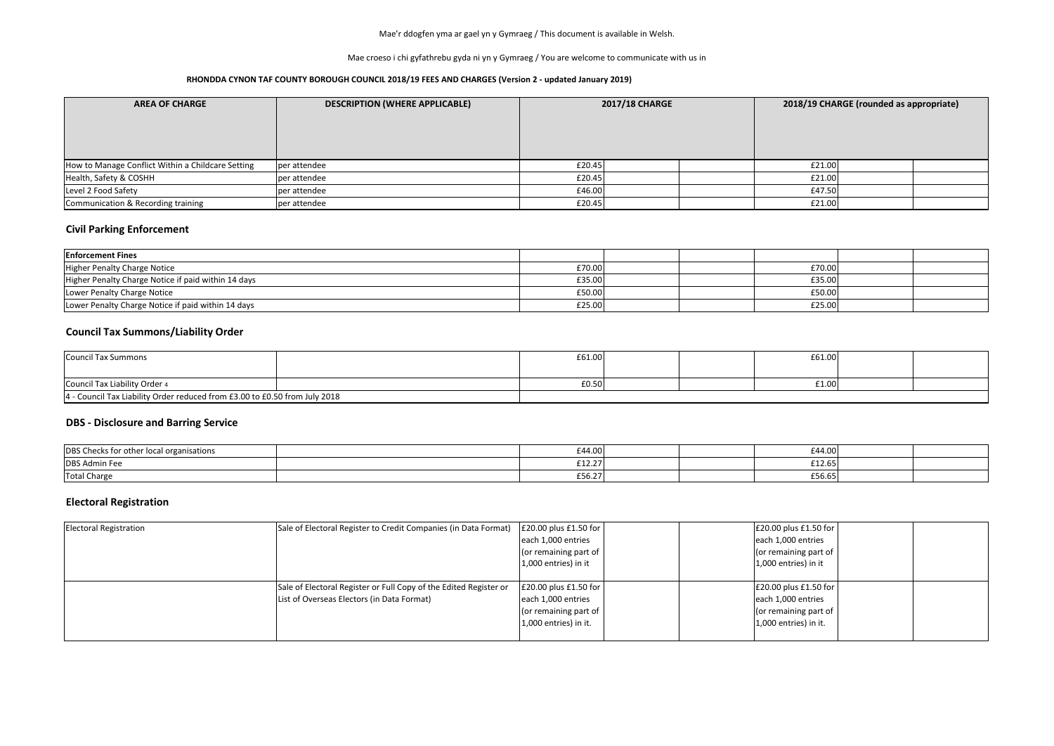Mae'r ddogfen yma ar gael yn y Gymraeg / This document is available in Welsh.

Mae croeso i chi gyfathrebu gyda ni yn y Gymraeg / You are welcome to communicate with us in

**RHONDDA CYNON TAF COUNTY BOROUGH COUNCIL 2018/19 FEES AND CHARGES (Version 2 - updated January 2019)**

| AREA OF CHARGE | DESCRIPTION (WHERE APPLICABLE) | 2017/18 CHARGE | | | 2018/19 CHARGE (rounded as appropriate) | | |
|---|---|---|---|---|---|---|---|
| How to Manage Conflict Within a Childcare Setting | per attendee | £20.45 | | | £21.00 | | |
| Health, Safety & COSHH | per attendee | £20.45 | | | £21.00 | | |
| Level 2 Food Safety | per attendee | £46.00 | | | £47.50 | | |
| Communication & Recording training | per attendee | £20.45 | | | £21.00 | | |

## Civil Parking Enforcement

| Enforcement Fines | | | | | | |
|---|---|---|---|---|---|---|
| Higher Penalty Charge Notice | £70.00 | | | £70.00 | | |
| Higher Penalty Charge Notice if paid within 14 days | £35.00 | | | £35.00 | | |
| Lower Penalty Charge Notice | £50.00 | | | £50.00 | | |
| Lower Penalty Charge Notice if paid within 14 days | £25.00 | | | £25.00 | | |

## Council Tax Summons/Liability Order

| | | | | | | | |
|---|---|---|---|---|---|---|---|
| Council Tax Summons | | £61.00 | | | £61.00 | | |
| Council Tax Liability Order 4 | | £0.50 | | | £1.00 | | |
| 4 - Council Tax Liability Order reduced from £3.00 to £0.50 from July 2018 | | | | | | | |

## DBS - Disclosure and Barring Service

| | | | | | | | |
|---|---|---|---|---|---|---|---|
| DBS Checks for other local organisations | | £44.00 | | | £44.00 | | |
| DBS Admin Fee | | £12.27 | | | £12.65 | | |
| Total Charge | | £56.27 | | | £56.65 | | |

## Electoral Registration

| | | | | | | | |
|---|---|---|---|---|---|---|---|
| Electoral Registration | Sale of Electoral Register to Credit Companies (in Data Format) | £20.00 plus £1.50 for each 1,000 entries (or remaining part of 1,000 entries) in it | | | £20.00 plus £1.50 for each 1,000 entries (or remaining part of 1,000 entries) in it | | |
| | Sale of Electoral Register or Full Copy of the Edited Register or List of Overseas Electors (in Data Format) | £20.00 plus £1.50 for each 1,000 entries (or remaining part of 1,000 entries) in it. | | | £20.00 plus £1.50 for each 1,000 entries (or remaining part of 1,000 entries) in it. | | |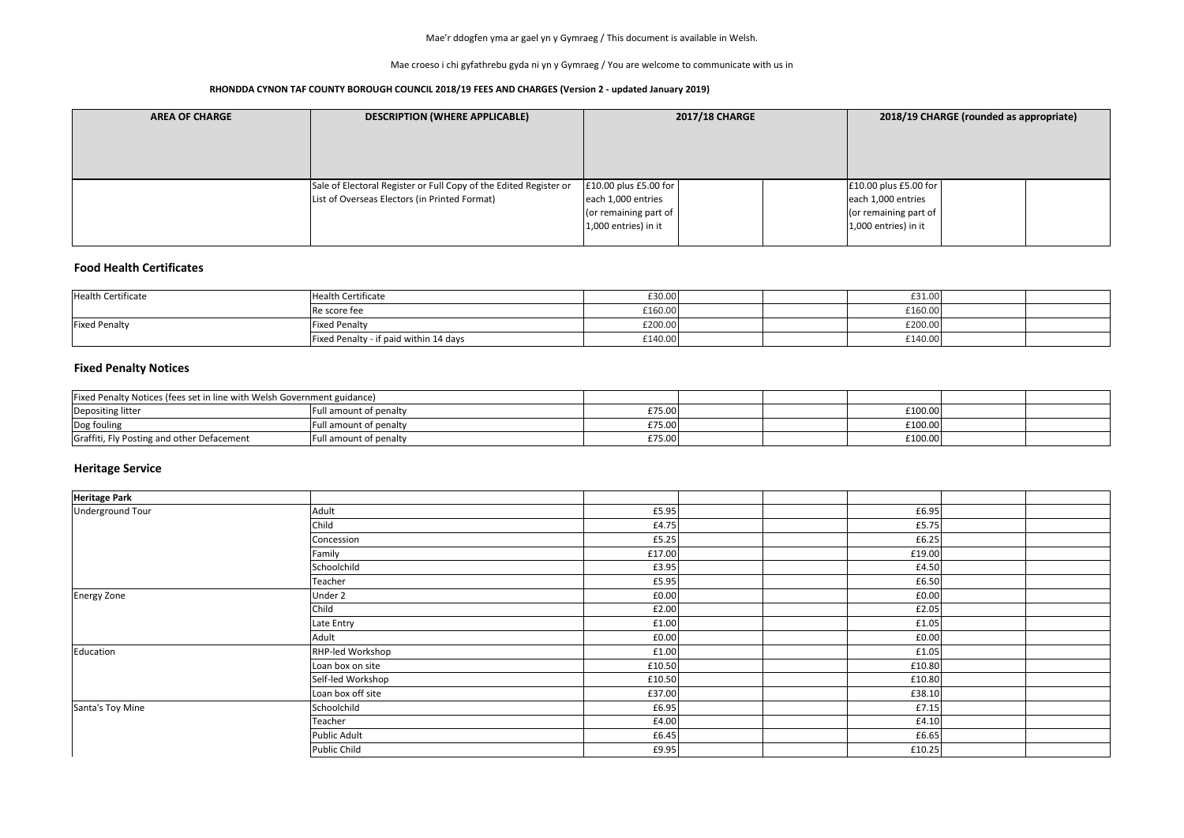Mae'r ddogfen yma ar gael yn y Gymraeg / This document is available in Welsh.

Mae croeso i chi gyfathrebu gyda ni yn y Gymraeg / You are welcome to communicate with us in

**RHONDDA CYNON TAF COUNTY BOROUGH COUNCIL 2018/19 FEES AND CHARGES (Version 2 - updated January 2019)**

| AREA OF CHARGE | DESCRIPTION (WHERE APPLICABLE) | 2017/18 CHARGE | | | 2018/19 CHARGE (rounded as appropriate) | | |
|---|---|---|---|---|---|---|---|
| | Sale of Electoral Register or Full Copy of the Edited Register or List of Overseas Electors (in Printed Format) | £10.00 plus £5.00 for each 1,000 entries (or remaining part of 1,000 entries) in it | | | £10.00 plus £5.00 for each 1,000 entries (or remaining part of 1,000 entries) in it | | |

## Food Health Certificates

| | | | | | | | |
|---|---|---|---|---|---|---|---|
| Health Certificate | Health Certificate | £30.00 | | | £31.00 | | |
| | Re score fee | £160.00 | | | £160.00 | | |
| Fixed Penalty | Fixed Penalty | £200.00 | | | £200.00 | | |
| | Fixed Penalty - if paid within 14 days | £140.00 | | | £140.00 | | |

## Fixed Penalty Notices

| | | | | | | | |
|---|---|---|---|---|---|---|---|
| Fixed Penalty Notices (fees set in line with Welsh Government guidance) | | | | | | | |
| Depositing litter | Full amount of penalty | £75.00 | | | £100.00 | | |
| Dog fouling | Full amount of penalty | £75.00 | | | £100.00 | | |
| Graffiti, Fly Posting and other Defacement | Full amount of penalty | £75.00 | | | £100.00 | | |

## Heritage Service

| | | | | | | | |
|---|---|---|---|---|---|---|---|
| **Heritage Park** | | | | | | | |
| Underground Tour | Adult | £5.95 | | | £6.95 | | |
| | Child | £4.75 | | | £5.75 | | |
| | Concession | £5.25 | | | £6.25 | | |
| | Family | £17.00 | | | £19.00 | | |
| | Schoolchild | £3.95 | | | £4.50 | | |
| | Teacher | £5.95 | | | £6.50 | | |
| Energy Zone | Under 2 | £0.00 | | | £0.00 | | |
| | Child | £2.00 | | | £2.05 | | |
| | Late Entry | £1.00 | | | £1.05 | | |
| | Adult | £0.00 | | | £0.00 | | |
| Education | RHP-led Workshop | £1.00 | | | £1.05 | | |
| | Loan box on site | £10.50 | | | £10.80 | | |
| | Self-led Workshop | £10.50 | | | £10.80 | | |
| | Loan box off site | £37.00 | | | £38.10 | | |
| Santa's Toy Mine | Schoolchild | £6.95 | | | £7.15 | | |
| | Teacher | £4.00 | | | £4.10 | | |
| | Public Adult | £6.45 | | | £6.65 | | |
| | Public Child | £9.95 | | | £10.25 | | |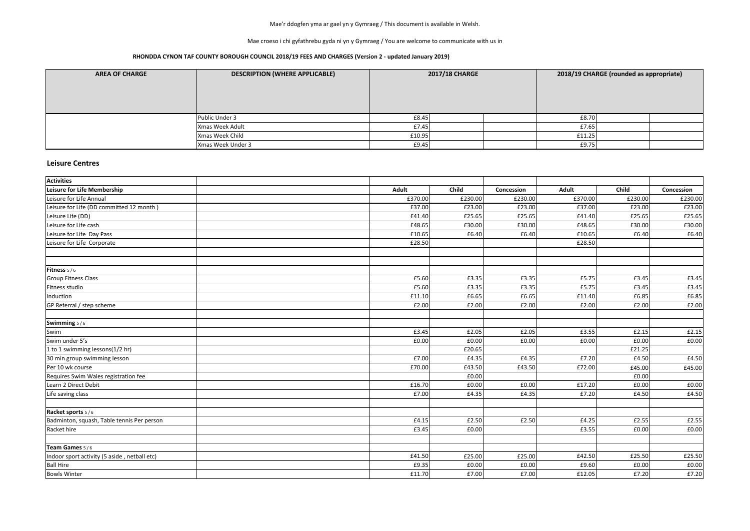Mae'r ddogfen yma ar gael yn y Gymraeg / This document is available in Welsh.

Mae croeso i chi gyfathrebu gyda ni yn y Gymraeg / You are welcome to communicate with us in

**RHONDDA CYNON TAF COUNTY BOROUGH COUNCIL 2018/19 FEES AND CHARGES (Version 2 - updated January 2019)**

| AREA OF CHARGE | DESCRIPTION (WHERE APPLICABLE) | 2017/18 CHARGE | | | 2018/19 CHARGE (rounded as appropriate) | | |
|---|---|---|---|---|---|---|---|
| | Public Under 3 | £8.45 | | | £8.70 | | |
| | Xmas Week Adult | £7.45 | | | £7.65 | | |
| | Xmas Week Child | £10.95 | | | £11.25 | | |
| | Xmas Week Under 3 | £9.45 | | | £9.75 | | |

## Leisure Centres

| Activities | | | | | | | |
|---|---|---|---|---|---|---|---|
| **Leisure for Life Membership** | | **Adult** | **Child** | **Concession** | **Adult** | **Child** | **Concession** |
| Leisure for Life Annual | | £370.00 | £230.00 | £230.00 | £370.00 | £230.00 | £230.00 |
| Leisure for Life (DD committed 12 month ) | | £37.00 | £23.00 | £23.00 | £37.00 | £23.00 | £23.00 |
| Leisure Life (DD) | | £41.40 | £25.65 | £25.65 | £41.40 | £25.65 | £25.65 |
| Leisure for Life cash | | £48.65 | £30.00 | £30.00 | £48.65 | £30.00 | £30.00 |
| Leisure for Life Day Pass | | £10.65 | £6.40 | £6.40 | £10.65 | £6.40 | £6.40 |
| Leisure for Life Corporate | | £28.50 | | | £28.50 | | |
| | | | | | | | |
| | | | | | | | |
| **Fitness** 5 / 6 | | | | | | | |
| Group Fitness Class | | £5.60 | £3.35 | £3.35 | £5.75 | £3.45 | £3.45 |
| Fitness studio | | £5.60 | £3.35 | £3.35 | £5.75 | £3.45 | £3.45 |
| Induction | | £11.10 | £6.65 | £6.65 | £11.40 | £6.85 | £6.85 |
| GP Referral / step scheme | | £2.00 | £2.00 | £2.00 | £2.00 | £2.00 | £2.00 |
| | | | | | | | |
| **Swimming** 5 / 6 | | | | | | | |
| Swim | | £3.45 | £2.05 | £2.05 | £3.55 | £2.15 | £2.15 |
| Swim under 5's | | £0.00 | £0.00 | £0.00 | £0.00 | £0.00 | £0.00 |
| 1 to 1 swimming lessons(1/2 hr) | | | £20.65 | | | £21.25 | |
| 30 min group swimming lesson | | £7.00 | £4.35 | £4.35 | £7.20 | £4.50 | £4.50 |
| Per 10 wk course | | £70.00 | £43.50 | £43.50 | £72.00 | £45.00 | £45.00 |
| Requires Swim Wales registration fee | | | £0.00 | | | £0.00 | |
| Learn 2 Direct Debit | | £16.70 | £0.00 | £0.00 | £17.20 | £0.00 | £0.00 |
| Life saving class | | £7.00 | £4.35 | £4.35 | £7.20 | £4.50 | £4.50 |
| | | | | | | | |
| **Racket sports** 5 / 6 | | | | | | | |
| Badminton, squash, Table tennis Per person | | £4.15 | £2.50 | £2.50 | £4.25 | £2.55 | £2.55 |
| Racket hire | | £3.45 | £0.00 | | £3.55 | £0.00 | £0.00 |
| | | | | | | | |
| **Team Games** 5 / 6 | | | | | | | |
| Indoor sport activity (5 aside , netball etc) | | £41.50 | £25.00 | £25.00 | £42.50 | £25.50 | £25.50 |
| Ball Hire | | £9.35 | £0.00 | £0.00 | £9.60 | £0.00 | £0.00 |
| Bowls Winter | | £11.70 | £7.00 | £7.00 | £12.05 | £7.20 | £7.20 |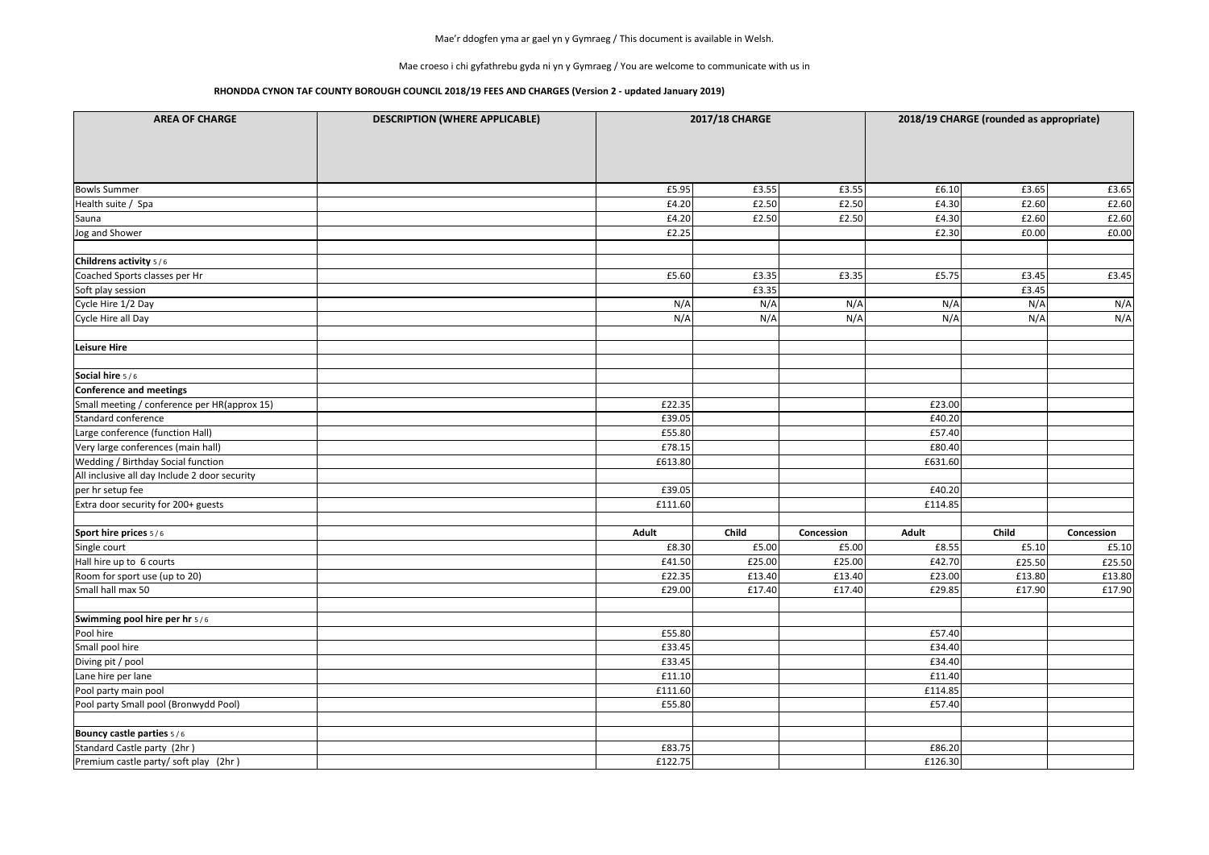Mae'r ddogfen yma ar gael yn y Gymraeg / This document is available in Welsh.

Mae croeso i chi gyfathrebu gyda ni yn y Gymraeg / You are welcome to communicate with us in

**RHONDDA CYNON TAF COUNTY BOROUGH COUNCIL 2018/19 FEES AND CHARGES (Version 2 - updated January 2019)**

| AREA OF CHARGE | DESCRIPTION (WHERE APPLICABLE) | 2017/18 CHARGE | | | 2018/19 CHARGE (rounded as appropriate) | | |
|---|---|---|---|---|---|---|---|
| Bowls Summer | | £5.95 | £3.55 | £3.55 | £6.10 | £3.65 | £3.65 |
| Health suite / Spa | | £4.20 | £2.50 | £2.50 | £4.30 | £2.60 | £2.60 |
| Sauna | | £4.20 | £2.50 | £2.50 | £4.30 | £2.60 | £2.60 |
| Jog and Shower | | £2.25 | | | £2.30 | £0.00 | £0.00 |
| | | | | | | | |
| **Childrens activity** 5 / 6 | | | | | | | |
| Coached Sports classes per Hr | | £5.60 | £3.35 | £3.35 | £5.75 | £3.45 | £3.45 |
| Soft play session | | | £3.35 | | | £3.45 | |
| Cycle Hire 1/2 Day | | N/A | N/A | N/A | N/A | N/A | N/A |
| Cycle Hire all Day | | N/A | N/A | N/A | N/A | N/A | N/A |
| | | | | | | | |
| **Leisure Hire** | | | | | | | |
| | | | | | | | |
| **Social hire** 5 / 6 | | | | | | | |
| **Conference and meetings** | | | | | | | |
| Small meeting / conference per HR(approx 15) | | £22.35 | | | £23.00 | | |
| Standard conference | | £39.05 | | | £40.20 | | |
| Large conference (function Hall) | | £55.80 | | | £57.40 | | |
| Very large conferences (main hall) | | £78.15 | | | £80.40 | | |
| Wedding / Birthday Social function | | £613.80 | | | £631.60 | | |
| All inclusive all day Include 2 door security | | | | | | | |
| per hr setup fee | | £39.05 | | | £40.20 | | |
| Extra door security for 200+ guests | | £111.60 | | | £114.85 | | |
| | | | | | | | |
| **Sport hire prices** 5 / 6 | | **Adult** | **Child** | **Concession** | **Adult** | **Child** | **Concession** |
| Single court | | £8.30 | £5.00 | £5.00 | £8.55 | £5.10 | £5.10 |
| Hall hire up to 6 courts | | £41.50 | £25.00 | £25.00 | £42.70 | £25.50 | £25.50 |
| Room for sport use (up to 20) | | £22.35 | £13.40 | £13.40 | £23.00 | £13.80 | £13.80 |
| Small hall max 50 | | £29.00 | £17.40 | £17.40 | £29.85 | £17.90 | £17.90 |
| | | | | | | | |
| **Swimming pool hire per hr** 5 / 6 | | | | | | | |
| Pool hire | | £55.80 | | | £57.40 | | |
| Small pool hire | | £33.45 | | | £34.40 | | |
| Diving pit / pool | | £33.45 | | | £34.40 | | |
| Lane hire per lane | | £11.10 | | | £11.40 | | |
| Pool party main pool | | £111.60 | | | £114.85 | | |
| Pool party Small pool (Bronwydd Pool) | | £55.80 | | | £57.40 | | |
| | | | | | | | |
| **Bouncy castle parties** 5 / 6 | | | | | | | |
| Standard Castle party (2hr) | | £83.75 | | | £86.20 | | |
| Premium castle party/ soft play (2hr) | | £122.75 | | | £126.30 | | |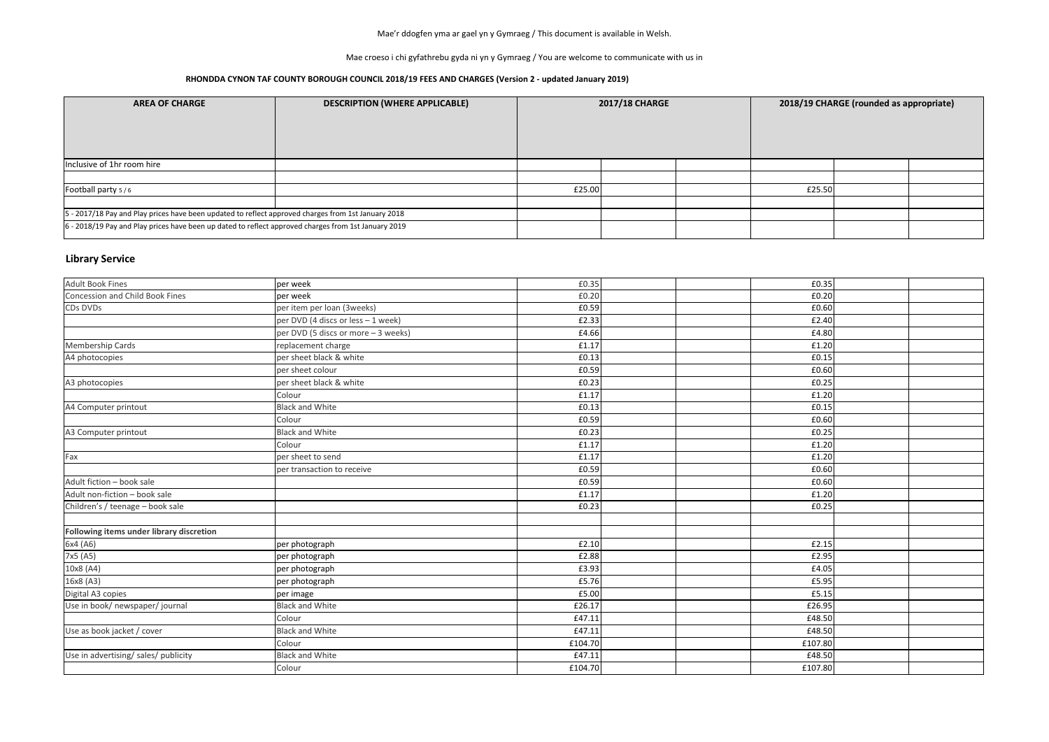Mae'r ddogfen yma ar gael yn y Gymraeg / This document is available in Welsh.

Mae croeso i chi gyfathrebu gyda ni yn y Gymraeg / You are welcome to communicate with us in

**RHONDDA CYNON TAF COUNTY BOROUGH COUNCIL 2018/19 FEES AND CHARGES (Version 2 - updated January 2019)**

| AREA OF CHARGE | DESCRIPTION (WHERE APPLICABLE) | 2017/18 CHARGE | | | 2018/19 CHARGE (rounded as appropriate) | | |
|---|---|---|---|---|---|---|---|
| Inclusive of 1hr room hire | | | | | | | |
| | | | | | | | |
| Football party 5 / 6 | | £25.00 | | | £25.50 | | |
| | | | | | | | |
| 5 - 2017/18 Pay and Play prices have been updated to reflect approved charges from 1st January 2018 | | | | | | | |
| 6 - 2018/19 Pay and Play prices have been up dated to reflect approved charges from 1st January 2019 | | | | | | | |

## Library Service

| AREA OF CHARGE | DESCRIPTION (WHERE APPLICABLE) | 2017/18 CHARGE | | | 2018/19 CHARGE (rounded as appropriate) | | |
|---|---|---|---|---|---|---|---|
| Adult Book Fines | per week | £0.35 | | | £0.35 | | |
| Concession and Child Book Fines | per week | £0.20 | | | £0.20 | | |
| CDs DVDs | per item per loan (3weeks) | £0.59 | | | £0.60 | | |
| | per DVD (4 discs or less – 1 week) | £2.33 | | | £2.40 | | |
| | per DVD (5 discs or more – 3 weeks) | £4.66 | | | £4.80 | | |
| Membership Cards | replacement charge | £1.17 | | | £1.20 | | |
| A4 photocopies | per sheet black & white | £0.13 | | | £0.15 | | |
| | per sheet colour | £0.59 | | | £0.60 | | |
| A3 photocopies | per sheet black & white | £0.23 | | | £0.25 | | |
| | Colour | £1.17 | | | £1.20 | | |
| A4 Computer printout | Black and White | £0.13 | | | £0.15 | | |
| | Colour | £0.59 | | | £0.60 | | |
| A3 Computer printout | Black and White | £0.23 | | | £0.25 | | |
| | Colour | £1.17 | | | £1.20 | | |
| Fax | per sheet to send | £1.17 | | | £1.20 | | |
| | per transaction to receive | £0.59 | | | £0.60 | | |
| Adult fiction – book sale | | £0.59 | | | £0.60 | | |
| Adult non-fiction – book sale | | £1.17 | | | £1.20 | | |
| Children's / teenage – book sale | | £0.23 | | | £0.25 | | |
| | | | | | | | |
| **Following items under library discretion** | | | | | | | |
| 6x4 (A6) | per photograph | £2.10 | | | £2.15 | | |
| 7x5 (A5) | per photograph | £2.88 | | | £2.95 | | |
| 10x8 (A4) | per photograph | £3.93 | | | £4.05 | | |
| 16x8 (A3) | per photograph | £5.76 | | | £5.95 | | |
| Digital A3 copies | per image | £5.00 | | | £5.15 | | |
| Use in book/ newspaper/ journal | Black and White | £26.17 | | | £26.95 | | |
| | Colour | £47.11 | | | £48.50 | | |
| Use as book jacket / cover | Black and White | £47.11 | | | £48.50 | | |
| | Colour | £104.70 | | | £107.80 | | |
| Use in advertising/ sales/ publicity | Black and White | £47.11 | | | £48.50 | | |
| | Colour | £104.70 | | | £107.80 | | |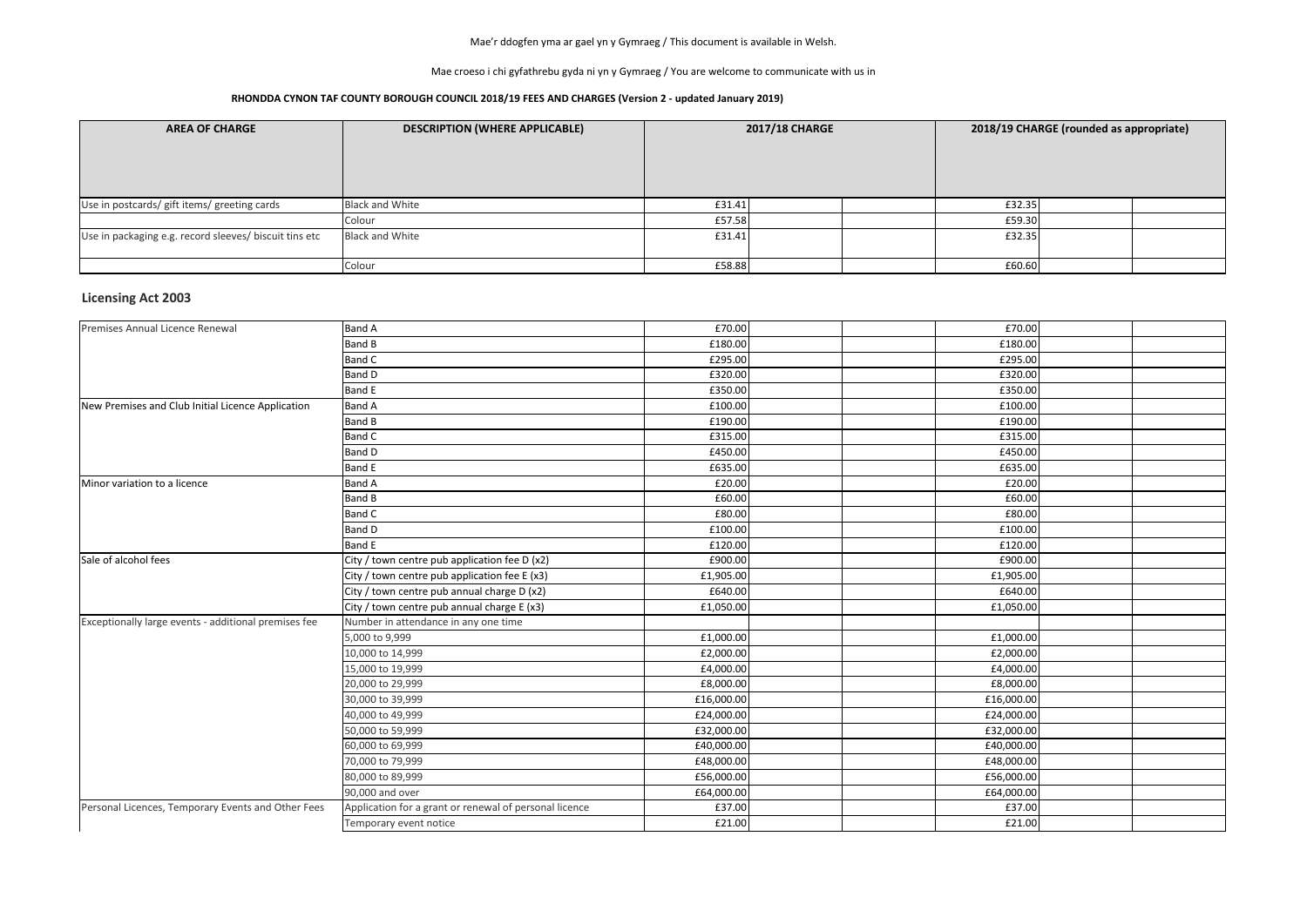Mae'r ddogfen yma ar gael yn y Gymraeg / This document is available in Welsh.

Mae croeso i chi gyfathrebu gyda ni yn y Gymraeg / You are welcome to communicate with us in

**RHONDDA CYNON TAF COUNTY BOROUGH COUNCIL 2018/19 FEES AND CHARGES (Version 2 - updated January 2019)**

| AREA OF CHARGE | DESCRIPTION (WHERE APPLICABLE) | 2017/18 CHARGE | | | 2018/19 CHARGE (rounded as appropriate) | | |
|---|---|---|---|---|---|---|---|
| Use in postcards/ gift items/ greeting cards | Black and White | £31.41 | | | £32.35 | | |
| | Colour | £57.58 | | | £59.30 | | |
| Use in packaging e.g. record sleeves/ biscuit tins etc | Black and White | £31.41 | | | £32.35 | | |
| | Colour | £58.88 | | | £60.60 | | |

## Licensing Act 2003

| AREA OF CHARGE | DESCRIPTION (WHERE APPLICABLE) | 2017/18 CHARGE | | | 2018/19 CHARGE (rounded as appropriate) | | |
|---|---|---|---|---|---|---|---|
| Premises Annual Licence Renewal | Band A | £70.00 | | | £70.00 | | |
| | Band B | £180.00 | | | £180.00 | | |
| | Band C | £295.00 | | | £295.00 | | |
| | Band D | £320.00 | | | £320.00 | | |
| | Band E | £350.00 | | | £350.00 | | |
| New Premises and Club Initial Licence Application | Band A | £100.00 | | | £100.00 | | |
| | Band B | £190.00 | | | £190.00 | | |
| | Band C | £315.00 | | | £315.00 | | |
| | Band D | £450.00 | | | £450.00 | | |
| | Band E | £635.00 | | | £635.00 | | |
| Minor variation to a licence | Band A | £20.00 | | | £20.00 | | |
| | Band B | £60.00 | | | £60.00 | | |
| | Band C | £80.00 | | | £80.00 | | |
| | Band D | £100.00 | | | £100.00 | | |
| | Band E | £120.00 | | | £120.00 | | |
| Sale of alcohol fees | City / town centre pub application fee D (x2) | £900.00 | | | £900.00 | | |
| | City / town centre pub application fee E (x3) | £1,905.00 | | | £1,905.00 | | |
| | City / town centre pub annual charge D (x2) | £640.00 | | | £640.00 | | |
| | City / town centre pub annual charge E (x3) | £1,050.00 | | | £1,050.00 | | |
| Exceptionally large events - additional premises fee | Number in attendance in any one time | | | | | | |
| | 5,000 to 9,999 | £1,000.00 | | | £1,000.00 | | |
| | 10,000 to 14,999 | £2,000.00 | | | £2,000.00 | | |
| | 15,000 to 19,999 | £4,000.00 | | | £4,000.00 | | |
| | 20,000 to 29,999 | £8,000.00 | | | £8,000.00 | | |
| | 30,000 to 39,999 | £16,000.00 | | | £16,000.00 | | |
| | 40,000 to 49,999 | £24,000.00 | | | £24,000.00 | | |
| | 50,000 to 59,999 | £32,000.00 | | | £32,000.00 | | |
| | 60,000 to 69,999 | £40,000.00 | | | £40,000.00 | | |
| | 70,000 to 79,999 | £48,000.00 | | | £48,000.00 | | |
| | 80,000 to 89,999 | £56,000.00 | | | £56,000.00 | | |
| | 90,000 and over | £64,000.00 | | | £64,000.00 | | |
| Personal Licences, Temporary Events and Other Fees | Application for a grant or renewal of personal licence | £37.00 | | | £37.00 | | |
| | Temporary event notice | £21.00 | | | £21.00 | | |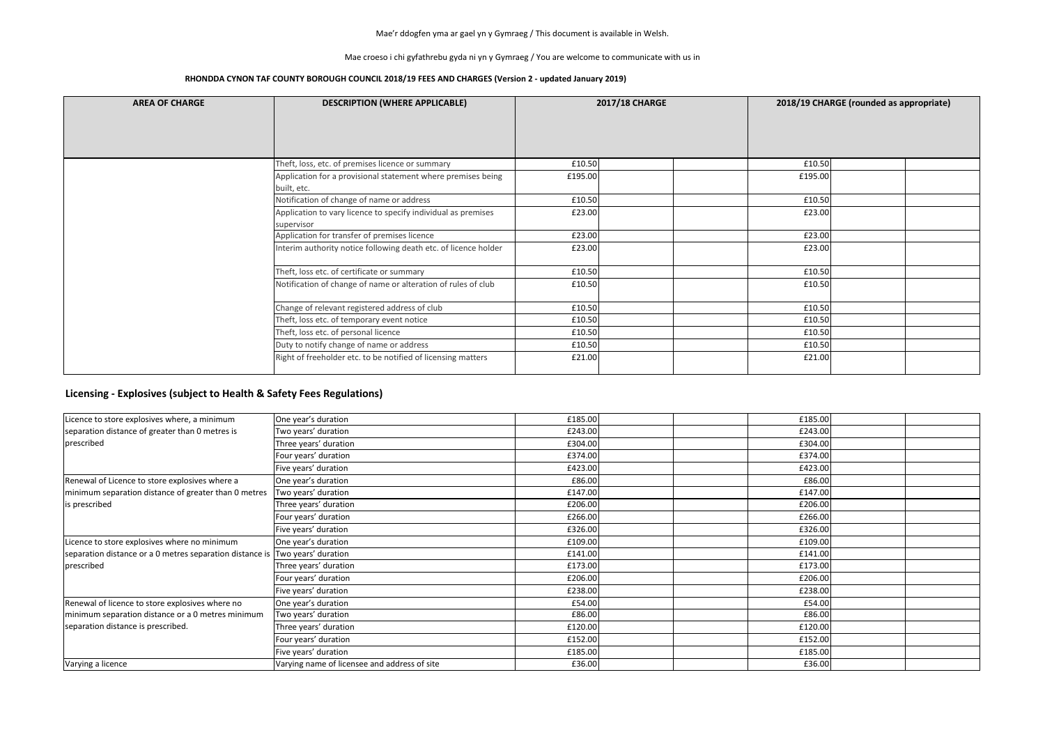Mae'r ddogfen yma ar gael yn y Gymraeg / This document is available in Welsh.

Mae croeso i chi gyfathrebu gyda ni yn y Gymraeg / You are welcome to communicate with us in

**RHONDDA CYNON TAF COUNTY BOROUGH COUNCIL 2018/19 FEES AND CHARGES (Version 2 - updated January 2019)**

| AREA OF CHARGE | DESCRIPTION (WHERE APPLICABLE) | 2017/18 CHARGE | | | 2018/19 CHARGE (rounded as appropriate) | | |
|---|---|---|---|---|---|---|---|
| | Theft, loss, etc. of premises licence or summary | £10.50 | | | £10.50 | | |
| | Application for a provisional statement where premises being built, etc. | £195.00 | | | £195.00 | | |
| | Notification of change of name or address | £10.50 | | | £10.50 | | |
| | Application to vary licence to specify individual as premises supervisor | £23.00 | | | £23.00 | | |
| | Application for transfer of premises licence | £23.00 | | | £23.00 | | |
| | Interim authority notice following death etc. of licence holder | £23.00 | | | £23.00 | | |
| | Theft, loss etc. of certificate or summary | £10.50 | | | £10.50 | | |
| | Notification of change of name or alteration of rules of club | £10.50 | | | £10.50 | | |
| | Change of relevant registered address of club | £10.50 | | | £10.50 | | |
| | Theft, loss etc. of temporary event notice | £10.50 | | | £10.50 | | |
| | Theft, loss etc. of personal licence | £10.50 | | | £10.50 | | |
| | Duty to notify change of name or address | £10.50 | | | £10.50 | | |
| | Right of freeholder etc. to be notified of licensing matters | £21.00 | | | £21.00 | | |

## Licensing - Explosives (subject to Health & Safety Fees Regulations)

| AREA OF CHARGE | DESCRIPTION (WHERE APPLICABLE) | 2017/18 CHARGE | | | 2018/19 CHARGE (rounded as appropriate) | | |
|---|---|---|---|---|---|---|---|
| Licence to store explosives where, a minimum separation distance of greater than 0 metres is prescribed | One year's duration | £185.00 | | | £185.00 | | |
| | Two years' duration | £243.00 | | | £243.00 | | |
| | Three years' duration | £304.00 | | | £304.00 | | |
| | Four years' duration | £374.00 | | | £374.00 | | |
| | Five years' duration | £423.00 | | | £423.00 | | |
| Renewal of Licence to store explosives where a minimum separation distance of greater than 0 metres is prescribed | One year's duration | £86.00 | | | £86.00 | | |
| | Two years' duration | £147.00 | | | £147.00 | | |
| | Three years' duration | £206.00 | | | £206.00 | | |
| | Four years' duration | £266.00 | | | £266.00 | | |
| | Five years' duration | £326.00 | | | £326.00 | | |
| Licence to store explosives where no minimum separation distance or a 0 metres separation distance is prescribed | One year's duration | £109.00 | | | £109.00 | | |
| | Two years' duration | £141.00 | | | £141.00 | | |
| | Three years' duration | £173.00 | | | £173.00 | | |
| | Four years' duration | £206.00 | | | £206.00 | | |
| | Five years' duration | £238.00 | | | £238.00 | | |
| Renewal of licence to store explosives where no minimum separation distance or a 0 metres minimum separation distance is prescribed. | One year's duration | £54.00 | | | £54.00 | | |
| | Two years' duration | £86.00 | | | £86.00 | | |
| | Three years' duration | £120.00 | | | £120.00 | | |
| | Four years' duration | £152.00 | | | £152.00 | | |
| | Five years' duration | £185.00 | | | £185.00 | | |
| Varying a licence | Varying name of licensee and address of site | £36.00 | | | £36.00 | | |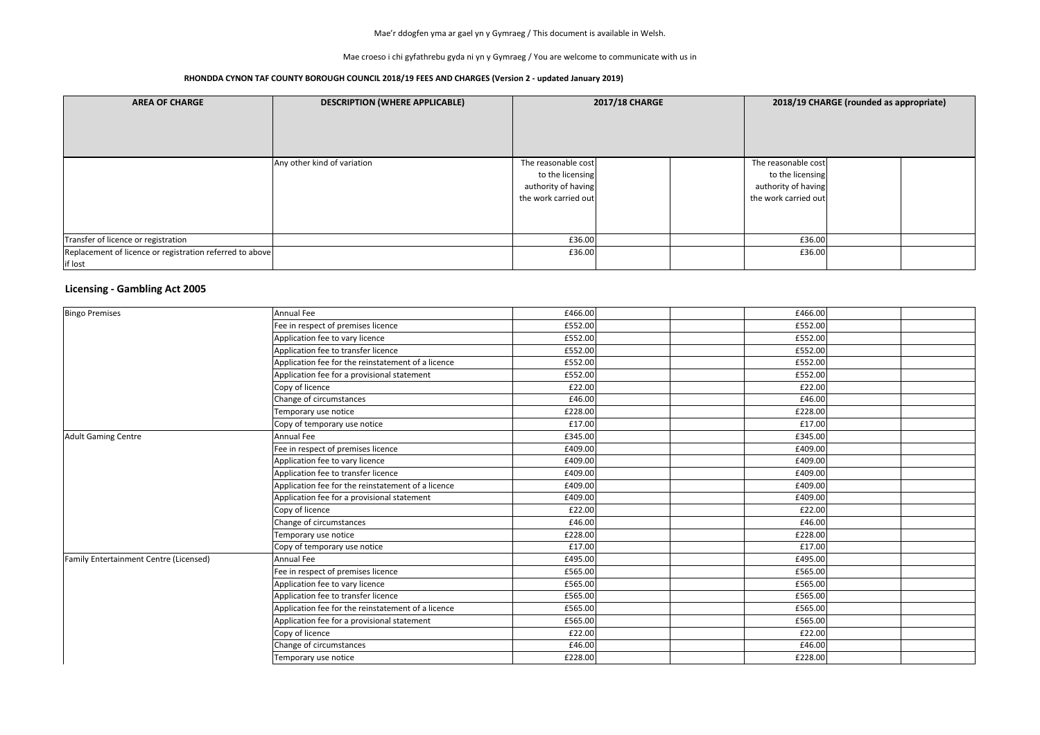Mae'r ddogfen yma ar gael yn y Gymraeg / This document is available in Welsh.

Mae croeso i chi gyfathrebu gyda ni yn y Gymraeg / You are welcome to communicate with us in

**RHONDDA CYNON TAF COUNTY BOROUGH COUNCIL 2018/19 FEES AND CHARGES (Version 2 - updated January 2019)**

| AREA OF CHARGE | DESCRIPTION (WHERE APPLICABLE) | 2017/18 CHARGE | | | 2018/19 CHARGE (rounded as appropriate) | | |
|---|---|---|---|---|---|---|---|
| | Any other kind of variation | The reasonable cost to the licensing authority of having the work carried out | | | The reasonable cost to the licensing authority of having the work carried out | | |
| Transfer of licence or registration | | £36.00 | | | £36.00 | | |
| Replacement of licence or registration referred to above if lost | | £36.00 | | | £36.00 | | |

## Licensing - Gambling Act 2005

| AREA OF CHARGE | DESCRIPTION (WHERE APPLICABLE) | 2017/18 CHARGE | | | 2018/19 CHARGE (rounded as appropriate) | | |
|---|---|---|---|---|---|---|---|
| Bingo Premises | Annual Fee | £466.00 | | | £466.00 | | |
| | Fee in respect of premises licence | £552.00 | | | £552.00 | | |
| | Application fee to vary licence | £552.00 | | | £552.00 | | |
| | Application fee to transfer licence | £552.00 | | | £552.00 | | |
| | Application fee for the reinstatement of a licence | £552.00 | | | £552.00 | | |
| | Application fee for a provisional statement | £552.00 | | | £552.00 | | |
| | Copy of licence | £22.00 | | | £22.00 | | |
| | Change of circumstances | £46.00 | | | £46.00 | | |
| | Temporary use notice | £228.00 | | | £228.00 | | |
| | Copy of temporary use notice | £17.00 | | | £17.00 | | |
| Adult Gaming Centre | Annual Fee | £345.00 | | | £345.00 | | |
| | Fee in respect of premises licence | £409.00 | | | £409.00 | | |
| | Application fee to vary licence | £409.00 | | | £409.00 | | |
| | Application fee to transfer licence | £409.00 | | | £409.00 | | |
| | Application fee for the reinstatement of a licence | £409.00 | | | £409.00 | | |
| | Application fee for a provisional statement | £409.00 | | | £409.00 | | |
| | Copy of licence | £22.00 | | | £22.00 | | |
| | Change of circumstances | £46.00 | | | £46.00 | | |
| | Temporary use notice | £228.00 | | | £228.00 | | |
| | Copy of temporary use notice | £17.00 | | | £17.00 | | |
| Family Entertainment Centre (Licensed) | Annual Fee | £495.00 | | | £495.00 | | |
| | Fee in respect of premises licence | £565.00 | | | £565.00 | | |
| | Application fee to vary licence | £565.00 | | | £565.00 | | |
| | Application fee to transfer licence | £565.00 | | | £565.00 | | |
| | Application fee for the reinstatement of a licence | £565.00 | | | £565.00 | | |
| | Application fee for a provisional statement | £565.00 | | | £565.00 | | |
| | Copy of licence | £22.00 | | | £22.00 | | |
| | Change of circumstances | £46.00 | | | £46.00 | | |
| | Temporary use notice | £228.00 | | | £228.00 | | |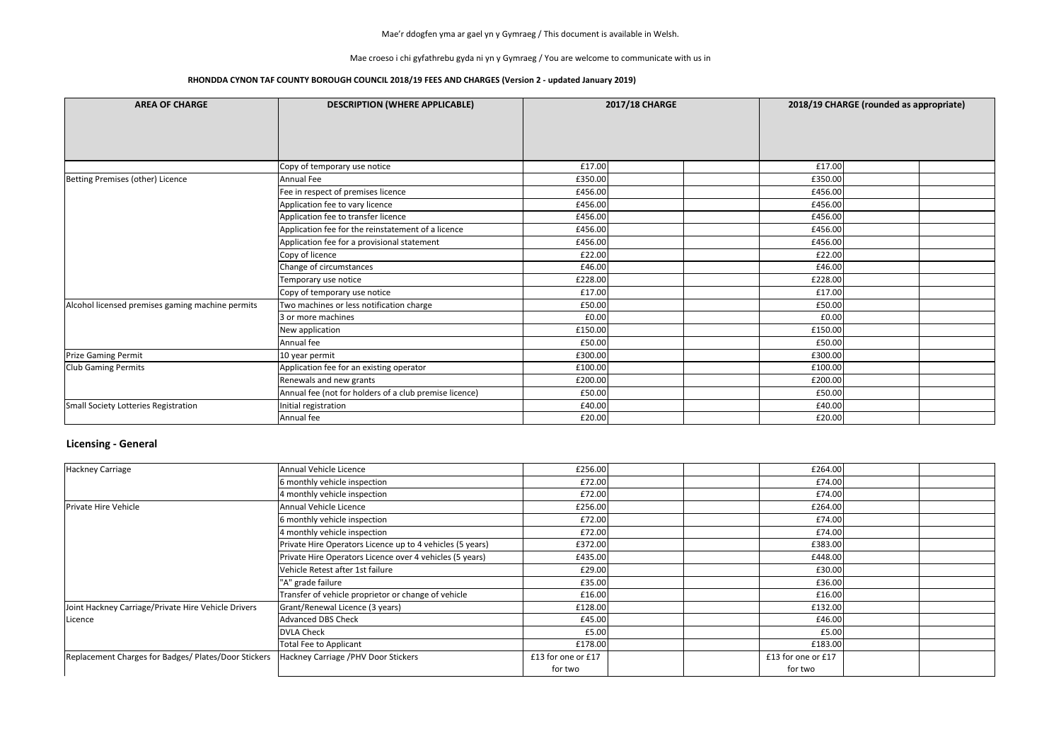Mae'r ddogfen yma ar gael yn y Gymraeg / This document is available in Welsh.

Mae croeso i chi gyfathrebu gyda ni yn y Gymraeg / You are welcome to communicate with us in

**RHONDDA CYNON TAF COUNTY BOROUGH COUNCIL 2018/19 FEES AND CHARGES (Version 2 - updated January 2019)**

| AREA OF CHARGE | DESCRIPTION (WHERE APPLICABLE) | 2017/18 CHARGE | | | 2018/19 CHARGE (rounded as appropriate) | | |
|---|---|---|---|---|---|---|---|
| | Copy of temporary use notice | £17.00 | | | £17.00 | | |
| Betting Premises (other) Licence | Annual Fee | £350.00 | | | £350.00 | | |
| | Fee in respect of premises licence | £456.00 | | | £456.00 | | |
| | Application fee to vary licence | £456.00 | | | £456.00 | | |
| | Application fee to transfer licence | £456.00 | | | £456.00 | | |
| | Application fee for the reinstatement of a licence | £456.00 | | | £456.00 | | |
| | Application fee for a provisional statement | £456.00 | | | £456.00 | | |
| | Copy of licence | £22.00 | | | £22.00 | | |
| | Change of circumstances | £46.00 | | | £46.00 | | |
| | Temporary use notice | £228.00 | | | £228.00 | | |
| | Copy of temporary use notice | £17.00 | | | £17.00 | | |
| Alcohol licensed premises gaming machine permits | Two machines or less notification charge | £50.00 | | | £50.00 | | |
| | 3 or more machines | £0.00 | | | £0.00 | | |
| | New application | £150.00 | | | £150.00 | | |
| | Annual fee | £50.00 | | | £50.00 | | |
| Prize Gaming Permit | 10 year permit | £300.00 | | | £300.00 | | |
| Club Gaming Permits | Application fee for an existing operator | £100.00 | | | £100.00 | | |
| | Renewals and new grants | £200.00 | | | £200.00 | | |
| | Annual fee (not for holders of a club premise licence) | £50.00 | | | £50.00 | | |
| Small Society Lotteries Registration | Initial registration | £40.00 | | | £40.00 | | |
| | Annual fee | £20.00 | | | £20.00 | | |

## Licensing - General

| | | | | | | | |
|---|---|---|---|---|---|---|---|
| Hackney Carriage | Annual Vehicle Licence | £256.00 | | | £264.00 | | |
| | 6 monthly vehicle inspection | £72.00 | | | £74.00 | | |
| | 4 monthly vehicle inspection | £72.00 | | | £74.00 | | |
| Private Hire Vehicle | Annual Vehicle Licence | £256.00 | | | £264.00 | | |
| | 6 monthly vehicle inspection | £72.00 | | | £74.00 | | |
| | 4 monthly vehicle inspection | £72.00 | | | £74.00 | | |
| | Private Hire Operators Licence up to 4 vehicles (5 years) | £372.00 | | | £383.00 | | |
| | Private Hire Operators Licence over 4 vehicles (5 years) | £435.00 | | | £448.00 | | |
| | Vehicle Retest after 1st failure | £29.00 | | | £30.00 | | |
| | "A" grade failure | £35.00 | | | £36.00 | | |
| | Transfer of vehicle proprietor or change of vehicle | £16.00 | | | £16.00 | | |
| Joint Hackney Carriage/Private Hire Vehicle Drivers Licence | Grant/Renewal Licence (3 years) | £128.00 | | | £132.00 | | |
| | Advanced DBS Check | £45.00 | | | £46.00 | | |
| | DVLA Check | £5.00 | | | £5.00 | | |
| | Total Fee to Applicant | £178.00 | | | £183.00 | | |
| Replacement Charges for Badges/ Plates/Door Stickers | Hackney Carriage /PHV Door Stickers | £13 for one or £17 for two | | | £13 for one or £17 for two | | |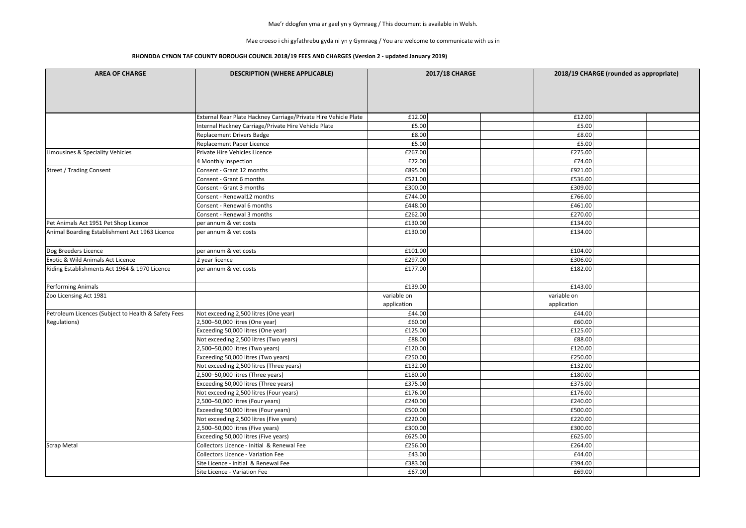Mae'r ddogfen yma ar gael yn y Gymraeg / This document is available in Welsh.

Mae croeso i chi gyfathrebu gyda ni yn y Gymraeg / You are welcome to communicate with us in

**RHONDDA CYNON TAF COUNTY BOROUGH COUNCIL 2018/19 FEES AND CHARGES (Version 2 - updated January 2019)**

| AREA OF CHARGE | DESCRIPTION (WHERE APPLICABLE) | 2017/18 CHARGE | | | 2018/19 CHARGE (rounded as appropriate) | | |
|---|---|---|---|---|---|---|---|
| | External Rear Plate Hackney Carriage/Private Hire Vehicle Plate | £12.00 | | | £12.00 | | |
| | Internal Hackney Carriage/Private Hire Vehicle Plate | £5.00 | | | £5.00 | | |
| | Replacement Drivers Badge | £8.00 | | | £8.00 | | |
| | Replacement Paper Licence | £5.00 | | | £5.00 | | |
| Limousines & Speciality Vehicles | Private Hire Vehicles Licence | £267.00 | | | £275.00 | | |
| | 4 Monthly inspection | £72.00 | | | £74.00 | | |
| Street / Trading Consent | Consent - Grant 12 months | £895.00 | | | £921.00 | | |
| | Consent - Grant 6 months | £521.00 | | | £536.00 | | |
| | Consent - Grant 3 months | £300.00 | | | £309.00 | | |
| | Consent - Renewal12 months | £744.00 | | | £766.00 | | |
| | Consent - Renewal 6 months | £448.00 | | | £461.00 | | |
| | Consent - Renewal 3 months | £262.00 | | | £270.00 | | |
| Pet Animals Act 1951 Pet Shop Licence | per annum & vet costs | £130.00 | | | £134.00 | | |
| Animal Boarding Establishment Act 1963 Licence | per annum & vet costs | £130.00 | | | £134.00 | | |
| Dog Breeders Licence | per annum & vet costs | £101.00 | | | £104.00 | | |
| Exotic & Wild Animals Act Licence | 2 year licence | £297.00 | | | £306.00 | | |
| Riding Establishments Act 1964 & 1970 Licence | per annum & vet costs | £177.00 | | | £182.00 | | |
| Performing Animals | | £139.00 | | | £143.00 | | |
| Zoo Licensing Act 1981 | | variable on application | | | variable on application | | |
| Petroleum Licences (Subject to Health & Safety Fees Regulations) | Not exceeding 2,500 litres (One year) | £44.00 | | | £44.00 | | |
| | 2,500–50,000 litres (One year) | £60.00 | | | £60.00 | | |
| | Exceeding 50,000 litres (One year) | £125.00 | | | £125.00 | | |
| | Not exceeding 2,500 litres (Two years) | £88.00 | | | £88.00 | | |
| | 2,500–50,000 litres (Two years) | £120.00 | | | £120.00 | | |
| | Exceeding 50,000 litres (Two years) | £250.00 | | | £250.00 | | |
| | Not exceeding 2,500 litres (Three years) | £132.00 | | | £132.00 | | |
| | 2,500–50,000 litres (Three years) | £180.00 | | | £180.00 | | |
| | Exceeding 50,000 litres (Three years) | £375.00 | | | £375.00 | | |
| | Not exceeding 2,500 litres (Four years) | £176.00 | | | £176.00 | | |
| | 2,500–50,000 litres (Four years) | £240.00 | | | £240.00 | | |
| | Exceeding 50,000 litres (Four years) | £500.00 | | | £500.00 | | |
| | Not exceeding 2,500 litres (Five years) | £220.00 | | | £220.00 | | |
| | 2,500–50,000 litres (Five years) | £300.00 | | | £300.00 | | |
| | Exceeding 50,000 litres (Five years) | £625.00 | | | £625.00 | | |
| Scrap Metal | Collectors Licence - Initial & Renewal Fee | £256.00 | | | £264.00 | | |
| | Collectors Licence - Variation Fee | £43.00 | | | £44.00 | | |
| | Site Licence - Initial & Renewal Fee | £383.00 | | | £394.00 | | |
| | Site Licence - Variation Fee | £67.00 | | | £69.00 | | |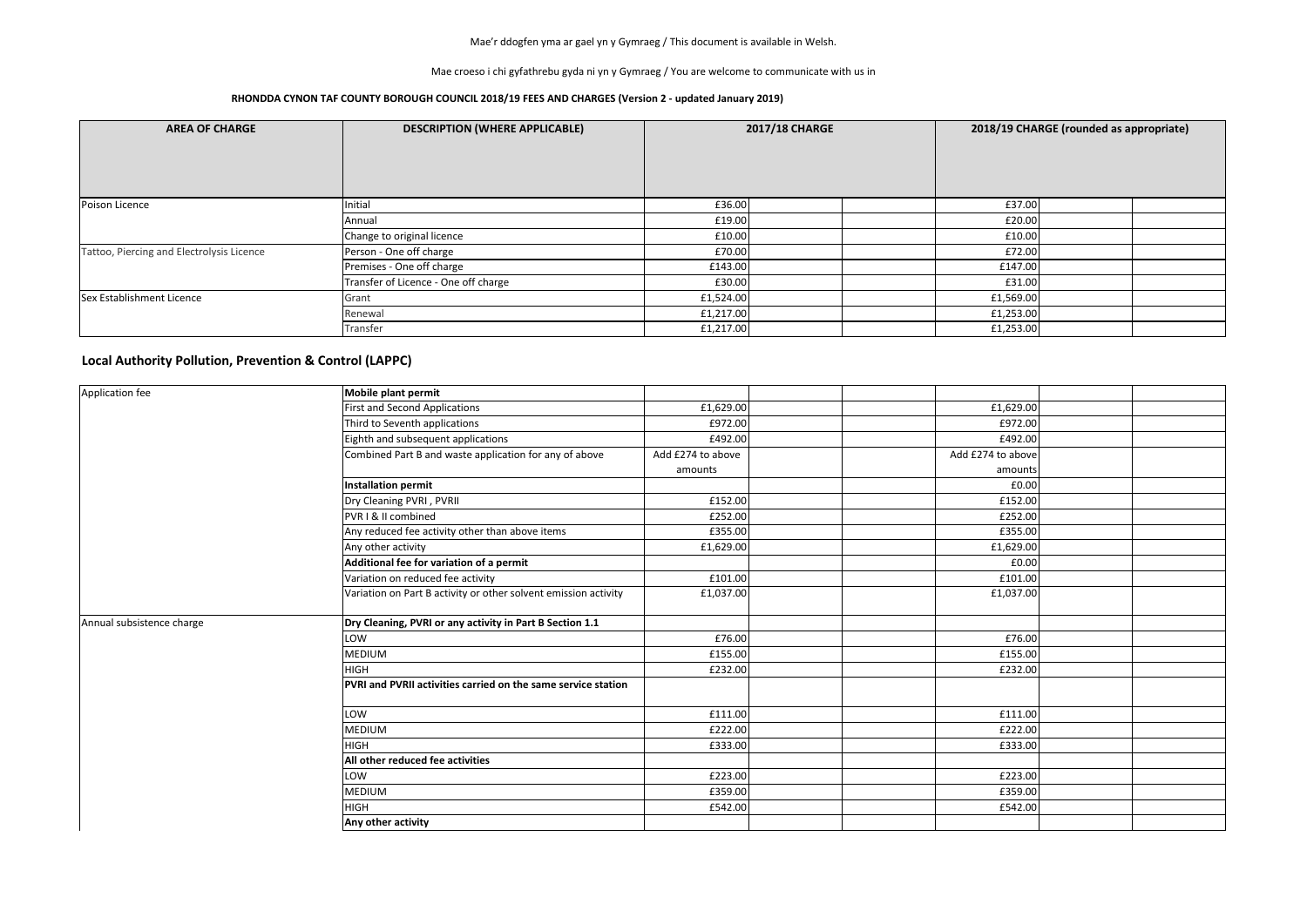Mae'r ddogfen yma ar gael yn y Gymraeg / This document is available in Welsh.

Mae croeso i chi gyfathrebu gyda ni yn y Gymraeg / You are welcome to communicate with us in

**RHONDDA CYNON TAF COUNTY BOROUGH COUNCIL 2018/19 FEES AND CHARGES (Version 2 - updated January 2019)**

| AREA OF CHARGE | DESCRIPTION (WHERE APPLICABLE) | 2017/18 CHARGE | | | 2018/19 CHARGE (rounded as appropriate) | | |
|---|---|---|---|---|---|---|---|
| Poison Licence | Initial | £36.00 | | | £37.00 | | |
| | Annual | £19.00 | | | £20.00 | | |
| | Change to original licence | £10.00 | | | £10.00 | | |
| Tattoo, Piercing and Electrolysis Licence | Person - One off charge | £70.00 | | | £72.00 | | |
| | Premises - One off charge | £143.00 | | | £147.00 | | |
| | Transfer of Licence - One off charge | £30.00 | | | £31.00 | | |
| Sex Establishment Licence | Grant | £1,524.00 | | | £1,569.00 | | |
| | Renewal | £1,217.00 | | | £1,253.00 | | |
| | Transfer | £1,217.00 | | | £1,253.00 | | |

## Local Authority Pollution, Prevention & Control (LAPPC)

| | | | | | | | |
|---|---|---|---|---|---|---|---|
| Application fee | **Mobile plant permit** | | | | | | |
| | First and Second Applications | £1,629.00 | | | £1,629.00 | | |
| | Third to Seventh applications | £972.00 | | | £972.00 | | |
| | Eighth and subsequent applications | £492.00 | | | £492.00 | | |
| | Combined Part B and waste application for any of above | Add £274 to above amounts | | | Add £274 to above amounts | | |
| | **Installation permit** | | | | £0.00 | | |
| | Dry Cleaning PVRI , PVRII | £152.00 | | | £152.00 | | |
| | PVR I & II combined | £252.00 | | | £252.00 | | |
| | Any reduced fee activity other than above items | £355.00 | | | £355.00 | | |
| | Any other activity | £1,629.00 | | | £1,629.00 | | |
| | **Additional fee for variation of a permit** | | | | £0.00 | | |
| | Variation on reduced fee activity | £101.00 | | | £101.00 | | |
| | Variation on Part B activity or other solvent emission activity | £1,037.00 | | | £1,037.00 | | |
| Annual subsistence charge | **Dry Cleaning, PVRI or any activity in Part B Section 1.1** | | | | | | |
| | LOW | £76.00 | | | £76.00 | | |
| | MEDIUM | £155.00 | | | £155.00 | | |
| | HIGH | £232.00 | | | £232.00 | | |
| | **PVRI and PVRII activities carried on the same service station** | | | | | | |
| | LOW | £111.00 | | | £111.00 | | |
| | MEDIUM | £222.00 | | | £222.00 | | |
| | HIGH | £333.00 | | | £333.00 | | |
| | **All other reduced fee activities** | | | | | | |
| | LOW | £223.00 | | | £223.00 | | |
| | MEDIUM | £359.00 | | | £359.00 | | |
| | HIGH | £542.00 | | | £542.00 | | |
| | **Any other activity** | | | | | | |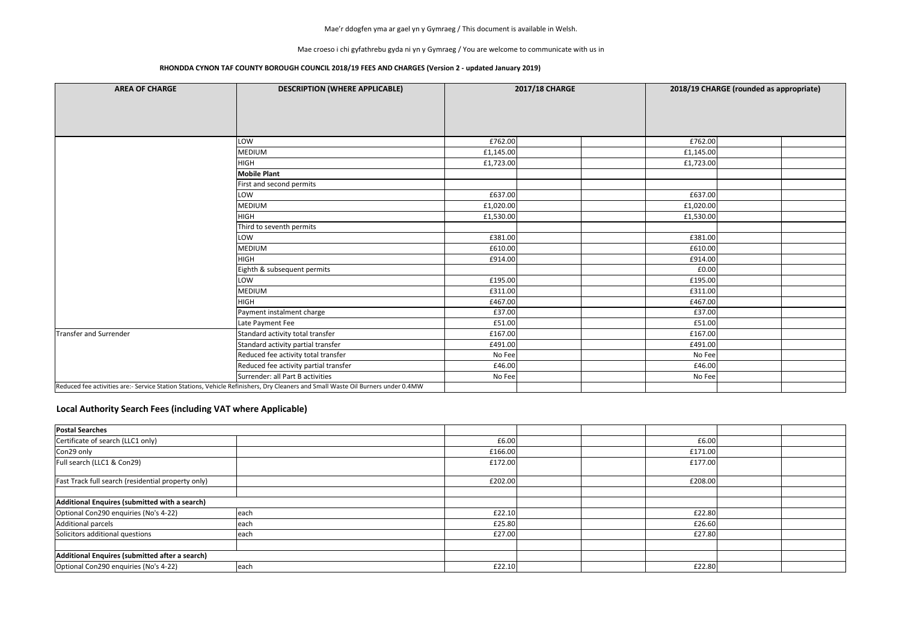Mae'r ddogfen yma ar gael yn y Gymraeg / This document is available in Welsh.

Mae croeso i chi gyfathrebu gyda ni yn y Gymraeg / You are welcome to communicate with us in

**RHONDDA CYNON TAF COUNTY BOROUGH COUNCIL 2018/19 FEES AND CHARGES (Version 2 - updated January 2019)**

| AREA OF CHARGE | DESCRIPTION (WHERE APPLICABLE) | 2017/18 CHARGE | | | 2018/19 CHARGE (rounded as appropriate) | | |
|---|---|---|---|---|---|---|---|
| | LOW | £762.00 | | | £762.00 | | |
| | MEDIUM | £1,145.00 | | | £1,145.00 | | |
| | HIGH | £1,723.00 | | | £1,723.00 | | |
| | **Mobile Plant** | | | | | | |
| | First and second permits | | | | | | |
| | LOW | £637.00 | | | £637.00 | | |
| | MEDIUM | £1,020.00 | | | £1,020.00 | | |
| | HIGH | £1,530.00 | | | £1,530.00 | | |
| | Third to seventh permits | | | | | | |
| | LOW | £381.00 | | | £381.00 | | |
| | MEDIUM | £610.00 | | | £610.00 | | |
| | HIGH | £914.00 | | | £914.00 | | |
| | Eighth & subsequent permits | | | | £0.00 | | |
| | LOW | £195.00 | | | £195.00 | | |
| | MEDIUM | £311.00 | | | £311.00 | | |
| | HIGH | £467.00 | | | £467.00 | | |
| | Payment instalment charge | £37.00 | | | £37.00 | | |
| | Late Payment Fee | £51.00 | | | £51.00 | | |
| Transfer and Surrender | Standard activity total transfer | £167.00 | | | £167.00 | | |
| | Standard activity partial transfer | £491.00 | | | £491.00 | | |
| | Reduced fee activity total transfer | No Fee | | | No Fee | | |
| | Reduced fee activity partial transfer | £46.00 | | | £46.00 | | |
| | Surrender: all Part B activities | No Fee | | | No Fee | | |
| Reduced fee activities are:- Service Station Stations, Vehicle Refinishers, Dry Cleaners and Small Waste Oil Burners under 0.4MW | | | | | | | |

## Local Authority Search Fees (including VAT where Applicable)

| | | | | | | | |
|---|---|---|---|---|---|---|---|
| **Postal Searches** | | | | | | | |
| Certificate of search (LLC1 only) | | £6.00 | | | £6.00 | | |
| Con29 only | | £166.00 | | | £171.00 | | |
| Full search (LLC1 & Con29) | | £172.00 | | | £177.00 | | |
| Fast Track full search (residential property only) | | £202.00 | | | £208.00 | | |
| | | | | | | | |
| **Additional Enquires (submitted with a search)** | | | | | | | |
| Optional Con290 enquiries (No's 4-22) | each | £22.10 | | | £22.80 | | |
| Additional parcels | each | £25.80 | | | £26.60 | | |
| Solicitors additional questions | each | £27.00 | | | £27.80 | | |
| | | | | | | | |
| **Additional Enquires (submitted after a search)** | | | | | | | |
| Optional Con290 enquiries (No's 4-22) | each | £22.10 | | | £22.80 | | |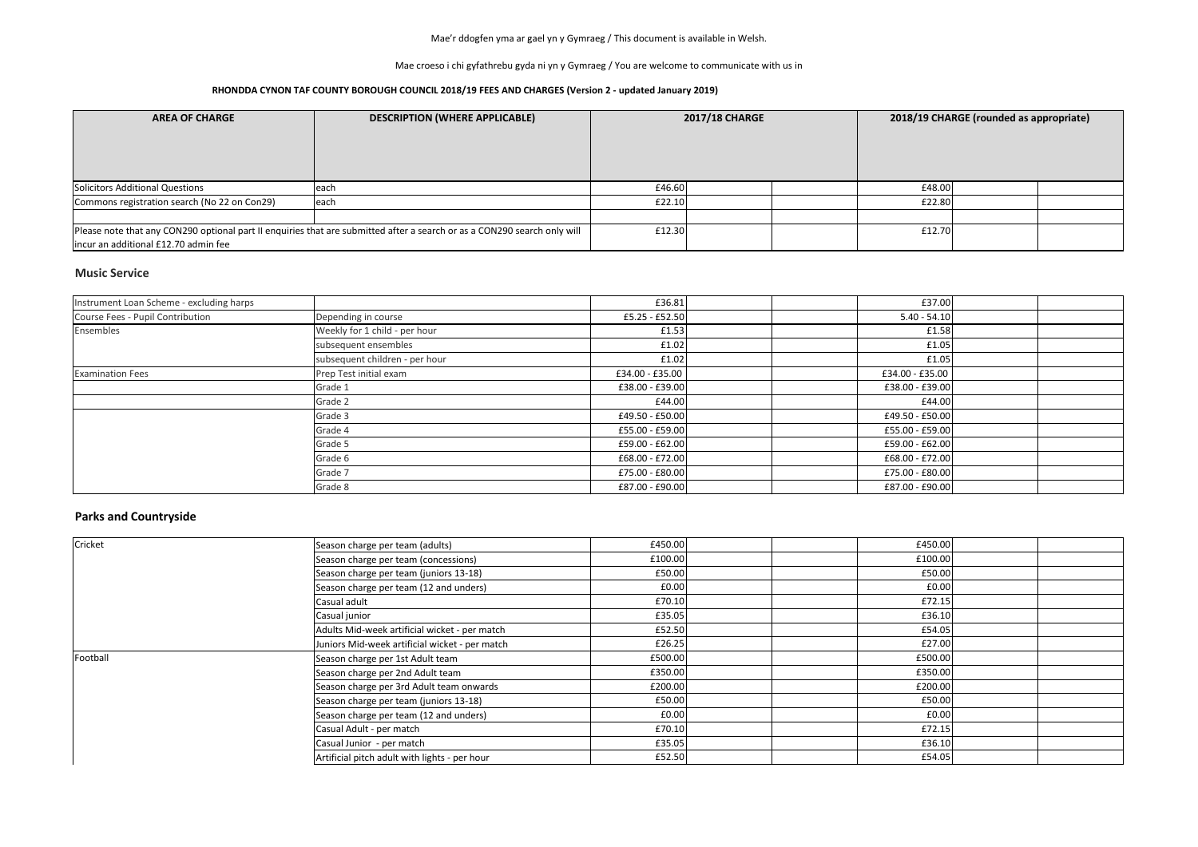Mae'r ddogfen yma ar gael yn y Gymraeg / This document is available in Welsh.

Mae croeso i chi gyfathrebu gyda ni yn y Gymraeg / You are welcome to communicate with us in

**RHONDDA CYNON TAF COUNTY BOROUGH COUNCIL 2018/19 FEES AND CHARGES (Version 2 - updated January 2019)**

| AREA OF CHARGE | DESCRIPTION (WHERE APPLICABLE) | 2017/18 CHARGE | | | 2018/19 CHARGE (rounded as appropriate) | | |
|---|---|---|---|---|---|---|---|
| Solicitors Additional Questions | each | £46.60 | | | £48.00 | | |
| Commons registration search (No 22 on Con29) | each | £22.10 | | | £22.80 | | |
| | | | | | | | |
| Please note that any CON290 optional part II enquiries that are submitted after a search or as a CON290 search only will incur an additional £12.70 admin fee | | £12.30 | | | £12.70 | | |

## Music Service

| | | | | | | | |
|---|---|---|---|---|---|---|---|
| Instrument Loan Scheme - excluding harps | | £36.81 | | | £37.00 | | |
| Course Fees - Pupil Contribution | Depending in course | £5.25 - £52.50 | | | 5.40 - 54.10 | | |
| Ensembles | Weekly for 1 child - per hour | £1.53 | | | £1.58 | | |
| | subsequent ensembles | £1.02 | | | £1.05 | | |
| | subsequent children - per hour | £1.02 | | | £1.05 | | |
| Examination Fees | Prep Test initial exam | £34.00 - £35.00 | | | £34.00 - £35.00 | | |
| | Grade 1 | £38.00 - £39.00 | | | £38.00 - £39.00 | | |
| | Grade 2 | £44.00 | | | £44.00 | | |
| | Grade 3 | £49.50 - £50.00 | | | £49.50 - £50.00 | | |
| | Grade 4 | £55.00 - £59.00 | | | £55.00 - £59.00 | | |
| | Grade 5 | £59.00 - £62.00 | | | £59.00 - £62.00 | | |
| | Grade 6 | £68.00 - £72.00 | | | £68.00 - £72.00 | | |
| | Grade 7 | £75.00 - £80.00 | | | £75.00 - £80.00 | | |
| | Grade 8 | £87.00 - £90.00 | | | £87.00 - £90.00 | | |

## Parks and Countryside

| | | | | | | | |
|---|---|---|---|---|---|---|---|
| Cricket | Season charge per team (adults) | £450.00 | | | £450.00 | | |
| | Season charge per team (concessions) | £100.00 | | | £100.00 | | |
| | Season charge per team (juniors 13-18) | £50.00 | | | £50.00 | | |
| | Season charge per team (12 and unders) | £0.00 | | | £0.00 | | |
| | Casual adult | £70.10 | | | £72.15 | | |
| | Casual junior | £35.05 | | | £36.10 | | |
| | Adults Mid-week artificial wicket - per match | £52.50 | | | £54.05 | | |
| | Juniors Mid-week artificial wicket - per match | £26.25 | | | £27.00 | | |
| Football | Season charge per 1st Adult team | £500.00 | | | £500.00 | | |
| | Season charge per 2nd Adult team | £350.00 | | | £350.00 | | |
| | Season charge per 3rd Adult team onwards | £200.00 | | | £200.00 | | |
| | Season charge per team (juniors 13-18) | £50.00 | | | £50.00 | | |
| | Season charge per team (12 and unders) | £0.00 | | | £0.00 | | |
| | Casual Adult - per match | £70.10 | | | £72.15 | | |
| | Casual Junior - per match | £35.05 | | | £36.10 | | |
| | Artificial pitch adult with lights - per hour | £52.50 | | | £54.05 | | |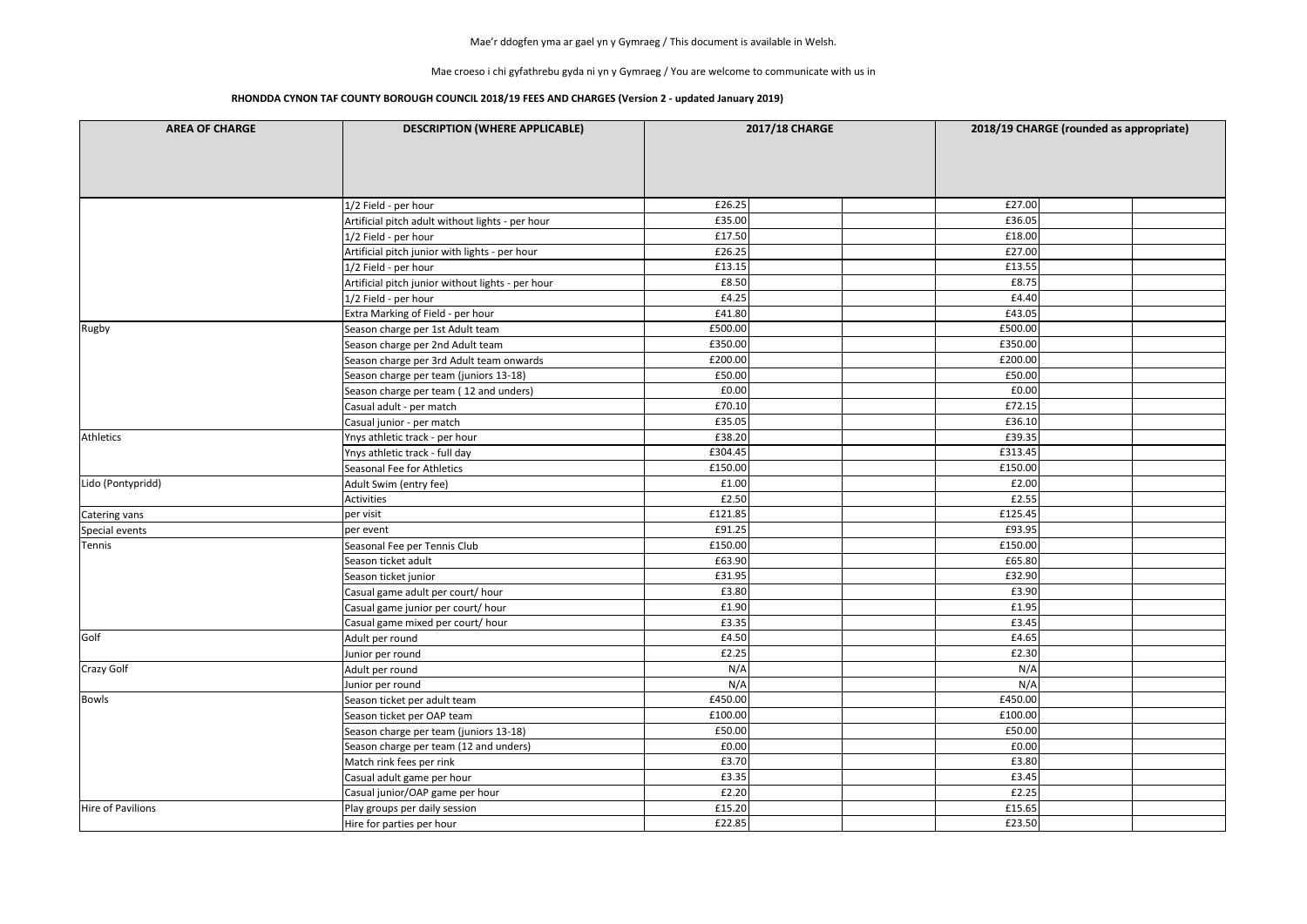Mae'r ddogfen yma ar gael yn y Gymraeg / This document is available in Welsh.

Mae croeso i chi gyfathrebu gyda ni yn y Gymraeg / You are welcome to communicate with us in

**RHONDDA CYNON TAF COUNTY BOROUGH COUNCIL 2018/19 FEES AND CHARGES (Version 2 - updated January 2019)**

| AREA OF CHARGE | DESCRIPTION (WHERE APPLICABLE) | 2017/18 CHARGE | | | 2018/19 CHARGE (rounded as appropriate) | | |
|---|---|---|---|---|---|---|---|
| | 1/2 Field - per hour | £26.25 | | | £27.00 | | |
| | Artificial pitch adult without lights - per hour | £35.00 | | | £36.05 | | |
| | 1/2 Field - per hour | £17.50 | | | £18.00 | | |
| | Artificial pitch junior with lights - per hour | £26.25 | | | £27.00 | | |
| | 1/2 Field - per hour | £13.15 | | | £13.55 | | |
| | Artificial pitch junior without lights - per hour | £8.50 | | | £8.75 | | |
| | 1/2 Field - per hour | £4.25 | | | £4.40 | | |
| | Extra Marking of Field - per hour | £41.80 | | | £43.05 | | |
| Rugby | Season charge per 1st Adult team | £500.00 | | | £500.00 | | |
| | Season charge per 2nd Adult team | £350.00 | | | £350.00 | | |
| | Season charge per 3rd Adult team onwards | £200.00 | | | £200.00 | | |
| | Season charge per team (juniors 13-18) | £50.00 | | | £50.00 | | |
| | Season charge per team ( 12 and unders) | £0.00 | | | £0.00 | | |
| | Casual adult - per match | £70.10 | | | £72.15 | | |
| | Casual junior - per match | £35.05 | | | £36.10 | | |
| Athletics | Ynys athletic track - per hour | £38.20 | | | £39.35 | | |
| | Ynys athletic track - full day | £304.45 | | | £313.45 | | |
| | Seasonal Fee for Athletics | £150.00 | | | £150.00 | | |
| Lido (Pontypridd) | Adult Swim (entry fee) | £1.00 | | | £2.00 | | |
| | Activities | £2.50 | | | £2.55 | | |
| Catering vans | per visit | £121.85 | | | £125.45 | | |
| Special events | per event | £91.25 | | | £93.95 | | |
| Tennis | Seasonal Fee per Tennis Club | £150.00 | | | £150.00 | | |
| | Season ticket adult | £63.90 | | | £65.80 | | |
| | Season ticket junior | £31.95 | | | £32.90 | | |
| | Casual game adult per court/ hour | £3.80 | | | £3.90 | | |
| | Casual game junior per court/ hour | £1.90 | | | £1.95 | | |
| | Casual game mixed per court/ hour | £3.35 | | | £3.45 | | |
| Golf | Adult per round | £4.50 | | | £4.65 | | |
| | Junior per round | £2.25 | | | £2.30 | | |
| Crazy Golf | Adult per round | N/A | | | N/A | | |
| | Junior per round | N/A | | | N/A | | |
| Bowls | Season ticket per adult team | £450.00 | | | £450.00 | | |
| | Season ticket per OAP team | £100.00 | | | £100.00 | | |
| | Season charge per team (juniors 13-18) | £50.00 | | | £50.00 | | |
| | Season charge per team (12 and unders) | £0.00 | | | £0.00 | | |
| | Match rink fees per rink | £3.70 | | | £3.80 | | |
| | Casual adult game per hour | £3.35 | | | £3.45 | | |
| | Casual junior/OAP game per hour | £2.20 | | | £2.25 | | |
| Hire of Pavilions | Play groups per daily session | £15.20 | | | £15.65 | | |
| | Hire for parties per hour | £22.85 | | | £23.50 | | |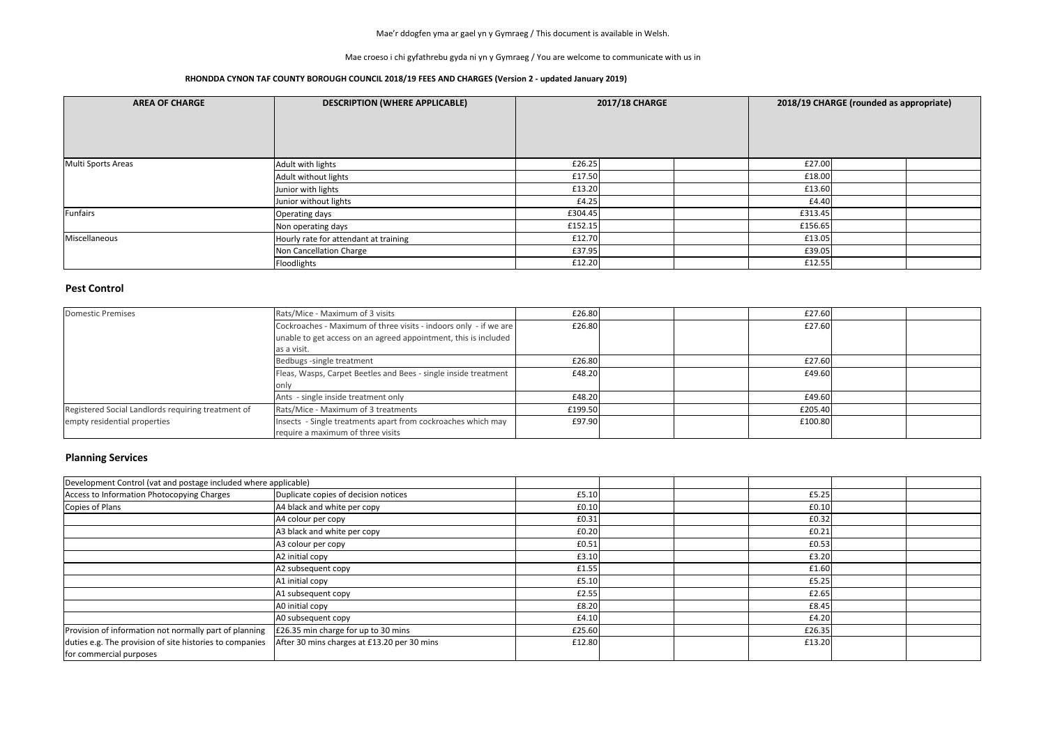Mae'r ddogfen yma ar gael yn y Gymraeg / This document is available in Welsh.

Mae croeso i chi gyfathrebu gyda ni yn y Gymraeg / You are welcome to communicate with us in

**RHONDDA CYNON TAF COUNTY BOROUGH COUNCIL 2018/19 FEES AND CHARGES (Version 2 - updated January 2019)**

| AREA OF CHARGE | DESCRIPTION (WHERE APPLICABLE) | 2017/18 CHARGE | | | 2018/19 CHARGE (rounded as appropriate) | | |
|---|---|---|---|---|---|---|---|
| Multi Sports Areas | Adult with lights | £26.25 | | | £27.00 | | |
| | Adult without lights | £17.50 | | | £18.00 | | |
| | Junior with lights | £13.20 | | | £13.60 | | |
| | Junior without lights | £4.25 | | | £4.40 | | |
| Funfairs | Operating days | £304.45 | | | £313.45 | | |
| | Non operating days | £152.15 | | | £156.65 | | |
| Miscellaneous | Hourly rate for attendant at training | £12.70 | | | £13.05 | | |
| | Non Cancellation Charge | £37.95 | | | £39.05 | | |
| | Floodlights | £12.20 | | | £12.55 | | |

## Pest Control

| | | | | | | | |
|---|---|---|---|---|---|---|---|
| Domestic Premises | Rats/Mice - Maximum of 3 visits | £26.80 | | | £27.60 | | |
| | Cockroaches - Maximum of three visits - indoors only - if we are unable to get access on an agreed appointment, this is included as a visit. | £26.80 | | | £27.60 | | |
| | Bedbugs -single treatment | £26.80 | | | £27.60 | | |
| | Fleas, Wasps, Carpet Beetles and Bees - single inside treatment only | £48.20 | | | £49.60 | | |
| | Ants - single inside treatment only | £48.20 | | | £49.60 | | |
| Registered Social Landlords requiring treatment of empty residential properties | Rats/Mice - Maximum of 3 treatments | £199.50 | | | £205.40 | | |
| | Insects - Single treatments apart from cockroaches which may require a maximum of three visits | £97.90 | | | £100.80 | | |

## Planning Services

| | | | | | | | |
|---|---|---|---|---|---|---|---|
| Development Control (vat and postage included where applicable) | | | | | | | |
| Access to Information Photocopying Charges | Duplicate copies of decision notices | £5.10 | | | £5.25 | | |
| Copies of Plans | A4 black and white per copy | £0.10 | | | £0.10 | | |
| | A4 colour per copy | £0.31 | | | £0.32 | | |
| | A3 black and white per copy | £0.20 | | | £0.21 | | |
| | A3 colour per copy | £0.51 | | | £0.53 | | |
| | A2 initial copy | £3.10 | | | £3.20 | | |
| | A2 subsequent copy | £1.55 | | | £1.60 | | |
| | A1 initial copy | £5.10 | | | £5.25 | | |
| | A1 subsequent copy | £2.55 | | | £2.65 | | |
| | A0 initial copy | £8.20 | | | £8.45 | | |
| | A0 subsequent copy | £4.10 | | | £4.20 | | |
| Provision of information not normally part of planning duties e.g. The provision of site histories to companies for commercial purposes | £26.35 min charge for up to 30 mins | £25.60 | | | £26.35 | | |
| | After 30 mins charges at £13.20 per 30 mins | £12.80 | | | £13.20 | | |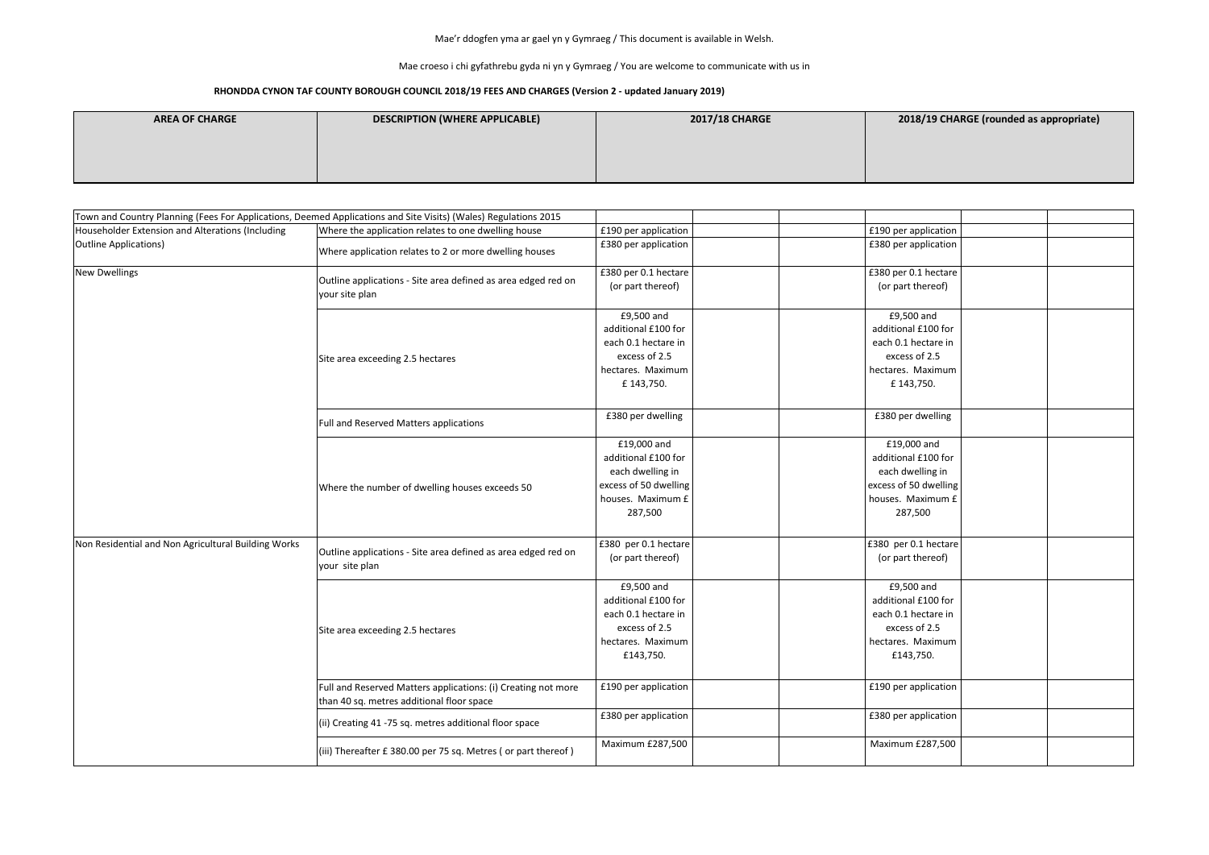Mae'r ddogfen yma ar gael yn y Gymraeg / This document is available in Welsh.

Mae croeso i chi gyfathrebu gyda ni yn y Gymraeg / You are welcome to communicate with us in

**RHONDDA CYNON TAF COUNTY BOROUGH COUNCIL 2018/19 FEES AND CHARGES (Version 2 - updated January 2019)**

| AREA OF CHARGE | DESCRIPTION (WHERE APPLICABLE) | 2017/18 CHARGE | | | 2018/19 CHARGE (rounded as appropriate) | | |
|---|---|---|---|---|---|---|---|
| Town and Country Planning (Fees For Applications, Deemed Applications and Site Visits) (Wales) Regulations 2015 | | | | | | | |
| Householder Extension and Alterations (Including Outline Applications) | Where the application relates to one dwelling house | £190 per application | | | £190 per application | | |
| | Where application relates to 2 or more dwelling houses | £380 per application | | | £380 per application | | |
| New Dwellings | Outline applications - Site area defined as area edged red on your site plan | £380 per 0.1 hectare (or part thereof) | | | £380 per 0.1 hectare (or part thereof) | | |
| | Site area exceeding 2.5 hectares | £9,500 and additional £100 for each 0.1 hectare in excess of 2.5 hectares. Maximum £ 143,750. | | | £9,500 and additional £100 for each 0.1 hectare in excess of 2.5 hectares. Maximum £ 143,750. | | |
| | Full and Reserved Matters applications | £380 per dwelling | | | £380 per dwelling | | |
| | Where the number of dwelling houses exceeds 50 | £19,000 and additional £100 for each dwelling in excess of 50 dwelling houses. Maximum £ 287,500 | | | £19,000 and additional £100 for each dwelling in excess of 50 dwelling houses. Maximum £ 287,500 | | |
| Non Residential and Non Agricultural Building Works | Outline applications - Site area defined as area edged red on your site plan | £380 per 0.1 hectare (or part thereof) | | | £380 per 0.1 hectare (or part thereof) | | |
| | Site area exceeding 2.5 hectares | £9,500 and additional £100 for each 0.1 hectare in excess of 2.5 hectares. Maximum £143,750. | | | £9,500 and additional £100 for each 0.1 hectare in excess of 2.5 hectares. Maximum £143,750. | | |
| | Full and Reserved Matters applications: (i) Creating not more than 40 sq. metres additional floor space | £190 per application | | | £190 per application | | |
| | (ii) Creating 41 -75 sq. metres additional floor space | £380 per application | | | £380 per application | | |
| | (iii) Thereafter £ 380.00 per 75 sq. Metres ( or part thereof ) | Maximum £287,500 | | | Maximum £287,500 | | |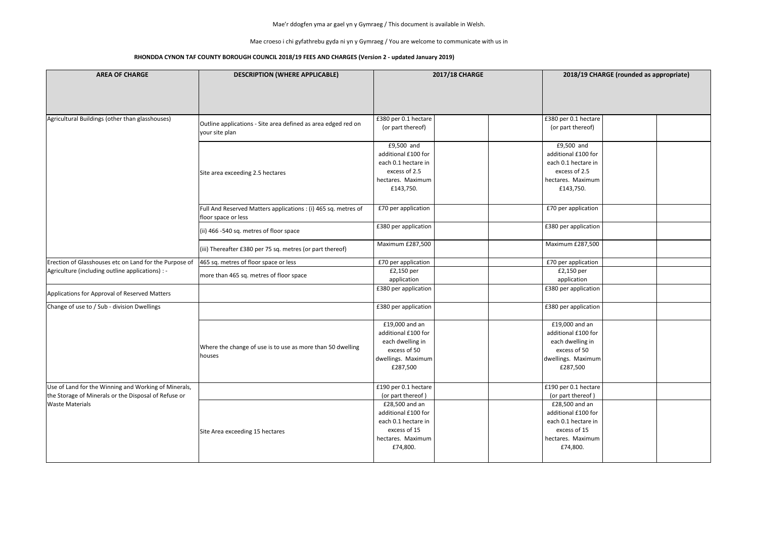Mae'r ddogfen yma ar gael yn y Gymraeg / This document is available in Welsh.

Mae croeso i chi gyfathrebu gyda ni yn y Gymraeg / You are welcome to communicate with us in

**RHONDDA CYNON TAF COUNTY BOROUGH COUNCIL 2018/19 FEES AND CHARGES (Version 2 - updated January 2019)**

| AREA OF CHARGE | DESCRIPTION (WHERE APPLICABLE) | 2017/18 CHARGE | | | 2018/19 CHARGE (rounded as appropriate) | | |
|---|---|---|---|---|---|---|---|
| Agricultural Buildings (other than glasshouses) | Outline applications - Site area defined as area edged red on your site plan | £380 per 0.1 hectare (or part thereof) | | | £380 per 0.1 hectare (or part thereof) | | |
| | Site area exceeding 2.5 hectares | £9,500 and additional £100 for each 0.1 hectare in excess of 2.5 hectares. Maximum £143,750. | | | £9,500 and additional £100 for each 0.1 hectare in excess of 2.5 hectares. Maximum £143,750. | | |
| | Full And Reserved Matters applications : (i) 465 sq. metres of floor space or less | £70 per application | | | £70 per application | | |
| | (ii) 466 -540 sq. metres of floor space | £380 per application | | | £380 per application | | |
| | (iii) Thereafter £380 per 75 sq. metres (or part thereof) | Maximum £287,500 | | | Maximum £287,500 | | |
| Erection of Glasshouses etc on Land for the Purpose of Agriculture (including outline applications) : - | 465 sq. metres of floor space or less | £70 per application | | | £70 per application | | |
| | more than 465 sq. metres of floor space | £2,150 per application | | | £2,150 per application | | |
| Applications for Approval of Reserved Matters | | £380 per application | | | £380 per application | | |
| Change of use to / Sub - division Dwellings | | £380 per application | | | £380 per application | | |
| | Where the change of use is to use as more than 50 dwelling houses | £19,000 and an additional £100 for each dwelling in excess of 50 dwellings. Maximum £287,500 | | | £19,000 and an additional £100 for each dwelling in excess of 50 dwellings. Maximum £287,500 | | |
| Use of Land for the Winning and Working of Minerals, the Storage of Minerals or the Disposal of Refuse or Waste Materials | | £190 per 0.1 hectare (or part thereof ) | | | £190 per 0.1 hectare (or part thereof ) | | |
| | Site Area exceeding 15 hectares | £28,500 and an additional £100 for each 0.1 hectare in excess of 15 hectares. Maximum £74,800. | | | £28,500 and an additional £100 for each 0.1 hectare in excess of 15 hectares. Maximum £74,800. | | |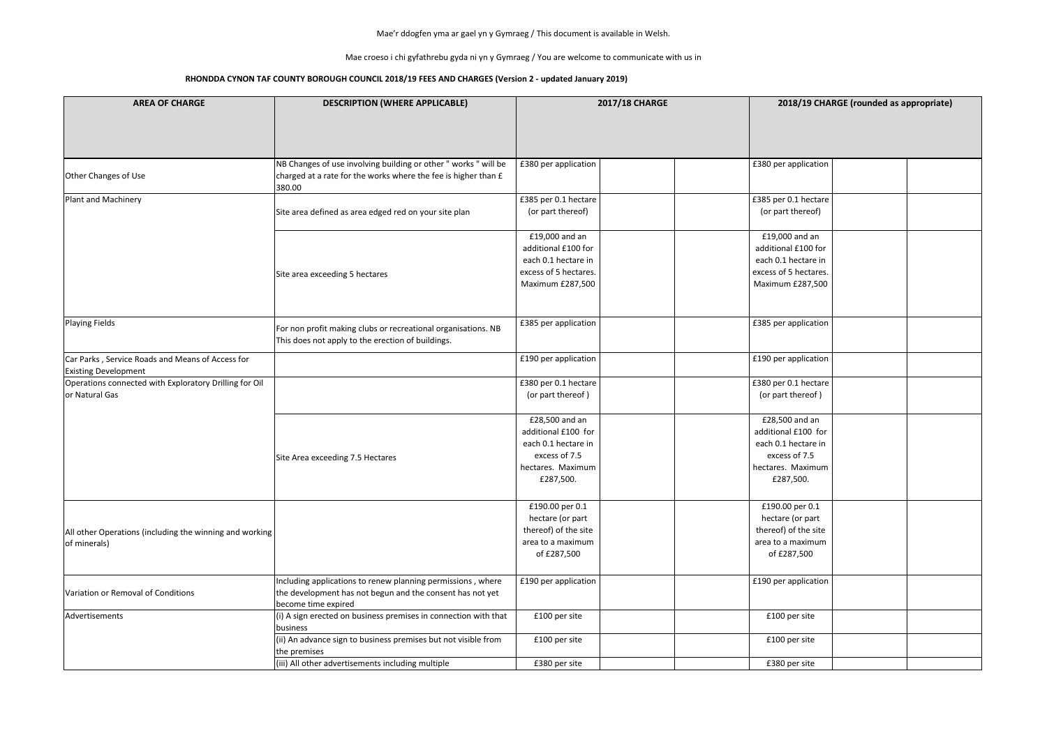Mae'r ddogfen yma ar gael yn y Gymraeg / This document is available in Welsh.

Mae croeso i chi gyfathrebu gyda ni yn y Gymraeg / You are welcome to communicate with us in

**RHONDDA CYNON TAF COUNTY BOROUGH COUNCIL 2018/19 FEES AND CHARGES (Version 2 - updated January 2019)**

| AREA OF CHARGE | DESCRIPTION (WHERE APPLICABLE) | 2017/18 CHARGE | | | 2018/19 CHARGE (rounded as appropriate) | | |
|---|---|---|---|---|---|---|---|
| Other Changes of Use | NB Changes of use involving building or other " works " will be charged at a rate for the works where the fee is higher than £ 380.00 | £380 per application | | | £380 per application | | |
| Plant and Machinery | Site area defined as area edged red on your site plan | £385 per 0.1 hectare (or part thereof) | | | £385 per 0.1 hectare (or part thereof) | | |
| | Site area exceeding 5 hectares | £19,000 and an additional £100 for each 0.1 hectare in excess of 5 hectares. Maximum £287,500 | | | £19,000 and an additional £100 for each 0.1 hectare in excess of 5 hectares. Maximum £287,500 | | |
| Playing Fields | For non profit making clubs or recreational organisations. NB This does not apply to the erection of buildings. | £385 per application | | | £385 per application | | |
| Car Parks , Service Roads and Means of Access for Existing Development | | £190 per application | | | £190 per application | | |
| Operations connected with Exploratory Drilling for Oil or Natural Gas | | £380 per 0.1 hectare (or part thereof ) | | | £380 per 0.1 hectare (or part thereof ) | | |
| | Site Area exceeding 7.5 Hectares | £28,500 and an additional £100 for each 0.1 hectare in excess of 7.5 hectares. Maximum £287,500. | | | £28,500 and an additional £100 for each 0.1 hectare in excess of 7.5 hectares. Maximum £287,500. | | |
| All other Operations (including the winning and working of minerals) | | £190.00 per 0.1 hectare (or part thereof) of the site area to a maximum of £287,500 | | | £190.00 per 0.1 hectare (or part thereof) of the site area to a maximum of £287,500 | | |
| Variation or Removal of Conditions | Including applications to renew planning permissions , where the development has not begun and the consent has not yet become time expired | £190 per application | | | £190 per application | | |
| Advertisements | (i) A sign erected on business premises in connection with that business | £100 per site | | | £100 per site | | |
| | (ii) An advance sign to business premises but not visible from the premises | £100 per site | | | £100 per site | | |
| | (iii) All other advertisements including multiple | £380 per site | | | £380 per site | | |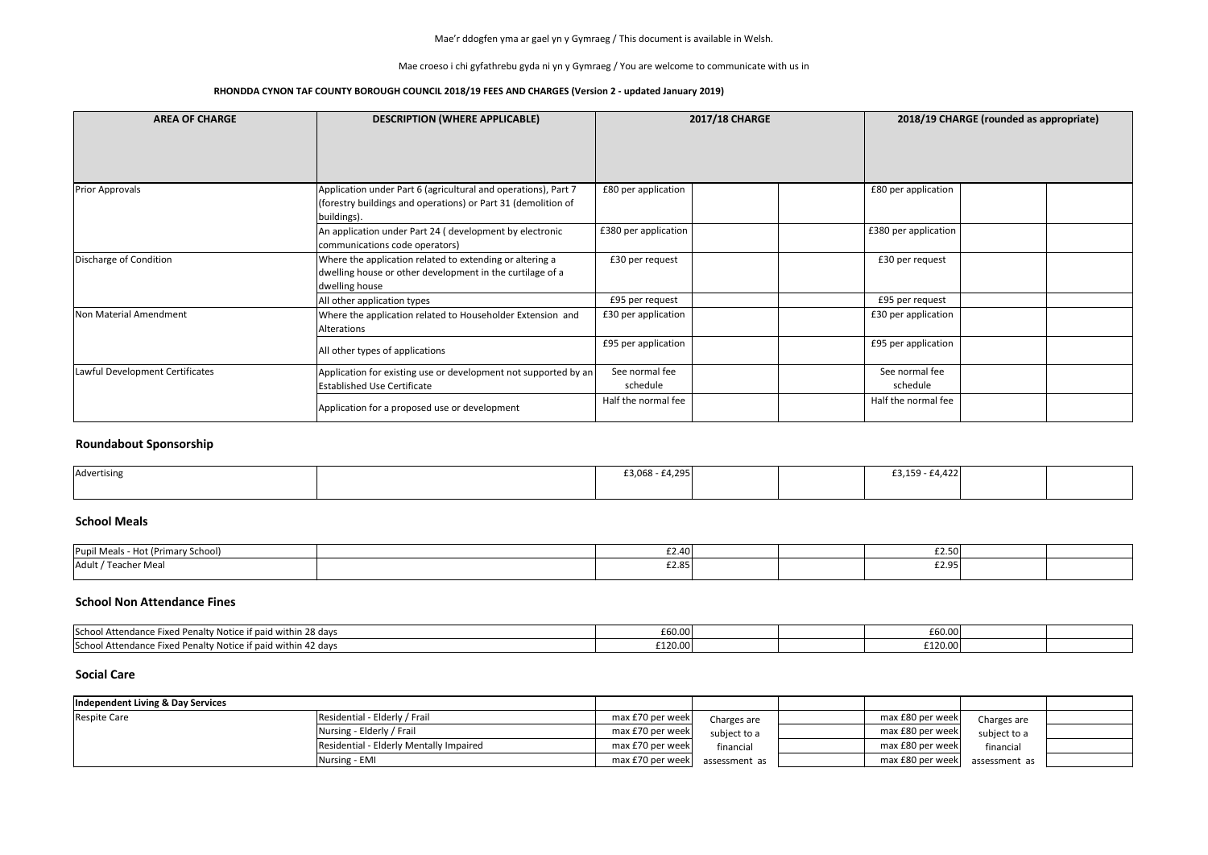Mae'r ddogfen yma ar gael yn y Gymraeg / This document is available in Welsh.

Mae croeso i chi gyfathrebu gyda ni yn y Gymraeg / You are welcome to communicate with us in

**RHONDDA CYNON TAF COUNTY BOROUGH COUNCIL 2018/19 FEES AND CHARGES (Version 2 - updated January 2019)**

| AREA OF CHARGE | DESCRIPTION (WHERE APPLICABLE) | 2017/18 CHARGE | | | 2018/19 CHARGE (rounded as appropriate) | | |
|---|---|---|---|---|---|---|---|
| Prior Approvals | Application under Part 6 (agricultural and operations), Part 7 (forestry buildings and operations) or Part 31 (demolition of buildings). | £80 per application | | | £80 per application | | |
| | An application under Part 24 ( development by electronic communications code operators) | £380 per application | | | £380 per application | | |
| Discharge of Condition | Where the application related to extending or altering a dwelling house or other development in the curtilage of a dwelling house | £30 per request | | | £30 per request | | |
| | All other application types | £95 per request | | | £95 per request | | |
| Non Material Amendment | Where the application related to Householder Extension and Alterations | £30 per application | | | £30 per application | | |
| | All other types of applications | £95 per application | | | £95 per application | | |
| Lawful Development Certificates | Application for existing use or development not supported by an Established Use Certificate | See normal fee schedule | | | See normal fee schedule | | |
| | Application for a proposed use or development | Half the normal fee | | | Half the normal fee | | |

## Roundabout Sponsorship

| | | | | | | | |
|---|---|---|---|---|---|---|---|
| Advertising | | £3,068 - £4,295 | | | £3,159 - £4,422 | | |

## School Meals

| | | | | | | | |
|---|---|---|---|---|---|---|---|
| Pupil Meals - Hot (Primary School) | | £2.40 | | | £2.50 | | |
| Adult / Teacher Meal | | £2.85 | | | £2.95 | | |

## School Non Attendance Fines

| | | | | | | |
|---|---|---|---|---|---|---|
| School Attendance Fixed Penalty Notice if paid within 28 days | £60.00 | | | £60.00 | | |
| School Attendance Fixed Penalty Notice if paid within 42 days | £120.00 | | | £120.00 | | |

## Social Care

| | | | | | | | |
|---|---|---|---|---|---|---|---|
| **Independent Living & Day Services** | | | | | | | |
| Respite Care | Residential - Elderly / Frail | max £70 per week | Charges are subject to a financial assessment as | | max £80 per week | Charges are subject to a financial assessment as | |
| | Nursing - Elderly / Frail | max £70 per week | | | max £80 per week | | |
| | Residential - Elderly Mentally Impaired | max £70 per week | | | max £80 per week | | |
| | Nursing - EMI | max £70 per week | | | max £80 per week | | |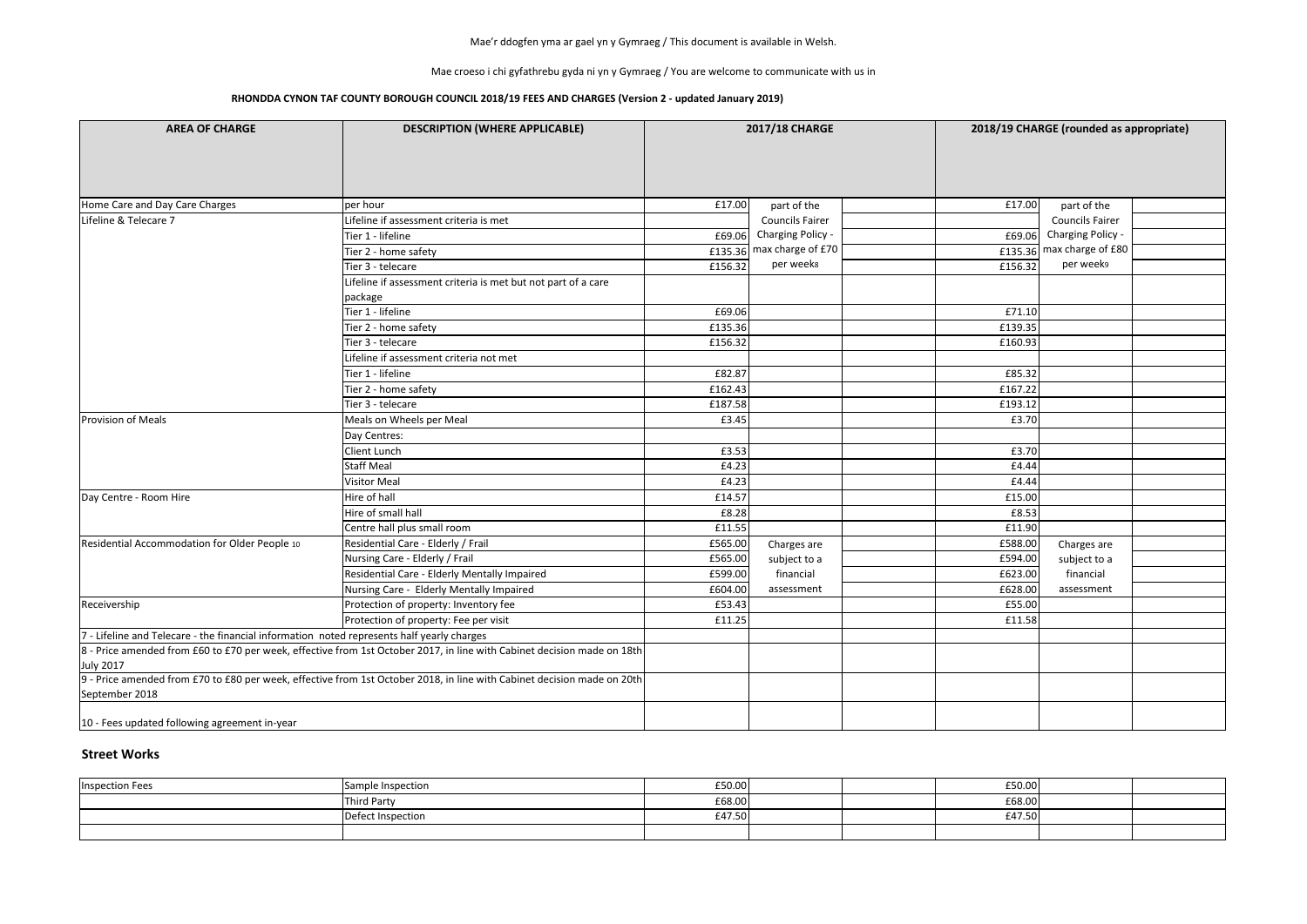Mae'r ddogfen yma ar gael yn y Gymraeg / This document is available in Welsh.

Mae croeso i chi gyfathrebu gyda ni yn y Gymraeg / You are welcome to communicate with us in

**RHONDDA CYNON TAF COUNTY BOROUGH COUNCIL 2018/19 FEES AND CHARGES (Version 2 - updated January 2019)**

| AREA OF CHARGE | DESCRIPTION (WHERE APPLICABLE) | 2017/18 CHARGE | | | 2018/19 CHARGE (rounded as appropriate) | | |
|---|---|---|---|---|---|---|---|
| Home Care and Day Care Charges | per hour | £17.00 | part of the | | £17.00 | part of the | |
| Lifeline & Telecare 7 | Lifeline if assessment criteria is met | | Councils Fairer | | | Councils Fairer | |
| | Tier 1 - lifeline | £69.06 | Charging Policy - | | £69.06 | Charging Policy - | |
| | Tier 2 - home safety | £135.36 | max charge of £70 | | £135.36 | max charge of £80 | |
| | Tier 3 - telecare | £156.32 | per week8 | | £156.32 | per week9 | |
| | Lifeline if assessment criteria is met but not part of a care package | | | | | | |
| | Tier 1 - lifeline | £69.06 | | | £71.10 | | |
| | Tier 2 - home safety | £135.36 | | | £139.35 | | |
| | Tier 3 - telecare | £156.32 | | | £160.93 | | |
| | Lifeline if assessment criteria not met | | | | | | |
| | Tier 1 - lifeline | £82.87 | | | £85.32 | | |
| | Tier 2 - home safety | £162.43 | | | £167.22 | | |
| | Tier 3 - telecare | £187.58 | | | £193.12 | | |
| Provision of Meals | Meals on Wheels per Meal | £3.45 | | | £3.70 | | |
| | Day Centres: | | | | | | |
| | Client Lunch | £3.53 | | | £3.70 | | |
| | Staff Meal | £4.23 | | | £4.44 | | |
| | Visitor Meal | £4.23 | | | £4.44 | | |
| Day Centre - Room Hire | Hire of hall | £14.57 | | | £15.00 | | |
| | Hire of small hall | £8.28 | | | £8.53 | | |
| | Centre hall plus small room | £11.55 | | | £11.90 | | |
| Residential Accommodation for Older People 10 | Residential Care - Elderly / Frail | £565.00 | Charges are | | £588.00 | Charges are | |
| | Nursing Care - Elderly / Frail | £565.00 | subject to a | | £594.00 | subject to a | |
| | Residential Care - Elderly Mentally Impaired | £599.00 | financial | | £623.00 | financial | |
| | Nursing Care - Elderly Mentally Impaired | £604.00 | assessment | | £628.00 | assessment | |
| Receivership | Protection of property: Inventory fee | £53.43 | | | £55.00 | | |
| | Protection of property: Fee per visit | £11.25 | | | £11.58 | | |
| 7 - Lifeline and Telecare - the financial information noted represents half yearly charges | | | | | | | |
| 8 - Price amended from £60 to £70 per week, effective from 1st October 2017, in line with Cabinet decision made on 18th July 2017 | | | | | | | |
| 9 - Price amended from £70 to £80 per week, effective from 1st October 2018, in line with Cabinet decision made on 20th September 2018 | | | | | | | |
| 10 - Fees updated following agreement in-year | | | | | | | |

## Street Works

| | | | | | | | |
|---|---|---|---|---|---|---|---|
| Inspection Fees | Sample Inspection | £50.00 | | | £50.00 | | |
| | Third Party | £68.00 | | | £68.00 | | |
| | Defect Inspection | £47.50 | | | £47.50 | | |
| | | | | | | | |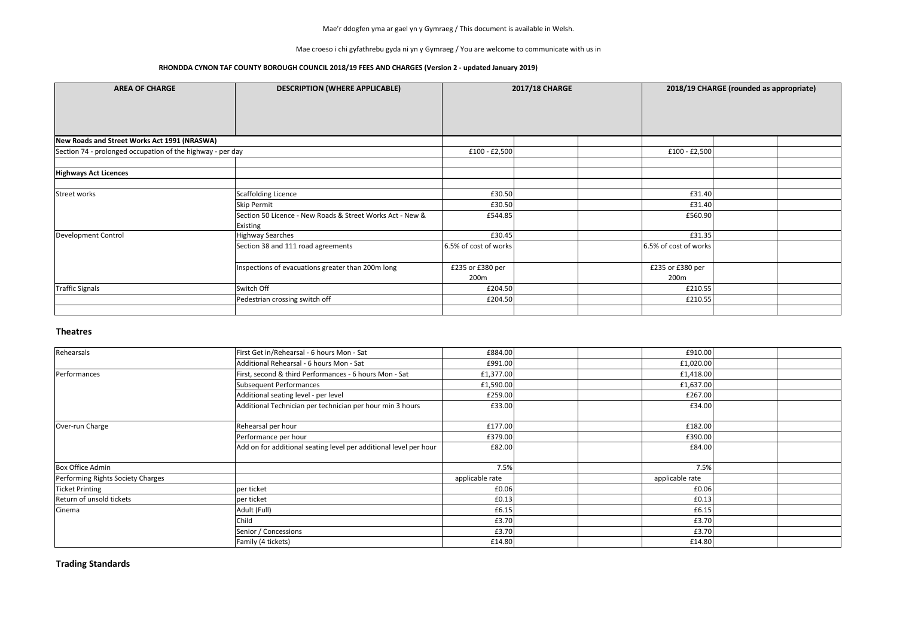Mae'r ddogfen yma ar gael yn y Gymraeg / This document is available in Welsh.

Mae croeso i chi gyfathrebu gyda ni yn y Gymraeg / You are welcome to communicate with us in

**RHONDDA CYNON TAF COUNTY BOROUGH COUNCIL 2018/19 FEES AND CHARGES (Version 2 - updated January 2019)**

| AREA OF CHARGE | DESCRIPTION (WHERE APPLICABLE) | 2017/18 CHARGE | | | 2018/19 CHARGE (rounded as appropriate) | | |
|---|---|---|---|---|---|---|---|
| **New Roads and Street Works Act 1991 (NRASWA)** | | | | | | | |
| Section 74 - prolonged occupation of the highway - per day | | £100 - £2,500 | | | £100 - £2,500 | | |
| | | | | | | | |
| **Highways Act Licences** | | | | | | | |
| | | | | | | | |
| Street works | Scaffolding Licence | £30.50 | | | £31.40 | | |
| | Skip Permit | £30.50 | | | £31.40 | | |
| | Section 50 Licence - New Roads & Street Works Act - New & Existing | £544.85 | | | £560.90 | | |
| Development Control | Highway Searches | £30.45 | | | £31.35 | | |
| | Section 38 and 111 road agreements | 6.5% of cost of works | | | 6.5% of cost of works | | |
| | Inspections of evacuations greater than 200m long | £235 or £380 per 200m | | | £235 or £380 per 200m | | |
| Traffic Signals | Switch Off | £204.50 | | | £210.55 | | |
| | Pedestrian crossing switch off | £204.50 | | | £210.55 | | |
| | | | | | | | |

## Theatres

| | | | | | | | |
|---|---|---|---|---|---|---|---|
| Rehearsals | First Get in/Rehearsal - 6 hours Mon - Sat | £884.00 | | | £910.00 | | |
| | Additional Rehearsal - 6 hours Mon - Sat | £991.00 | | | £1,020.00 | | |
| Performances | First, second & third Performances - 6 hours Mon - Sat | £1,377.00 | | | £1,418.00 | | |
| | Subsequent Performances | £1,590.00 | | | £1,637.00 | | |
| | Additional seating level - per level | £259.00 | | | £267.00 | | |
| | Additional Technician per technician per hour min 3 hours | £33.00 | | | £34.00 | | |
| Over-run Charge | Rehearsal per hour | £177.00 | | | £182.00 | | |
| | Performance per hour | £379.00 | | | £390.00 | | |
| | Add on for additional seating level per additional level per hour | £82.00 | | | £84.00 | | |
| Box Office Admin | | 7.5% | | | 7.5% | | |
| Performing Rights Society Charges | | applicable rate | | | applicable rate | | |
| Ticket Printing | per ticket | £0.06 | | | £0.06 | | |
| Return of unsold tickets | per ticket | £0.13 | | | £0.13 | | |
| Cinema | Adult (Full) | £6.15 | | | £6.15 | | |
| | Child | £3.70 | | | £3.70 | | |
| | Senior / Concessions | £3.70 | | | £3.70 | | |
| | Family (4 tickets) | £14.80 | | | £14.80 | | |

## Trading Standards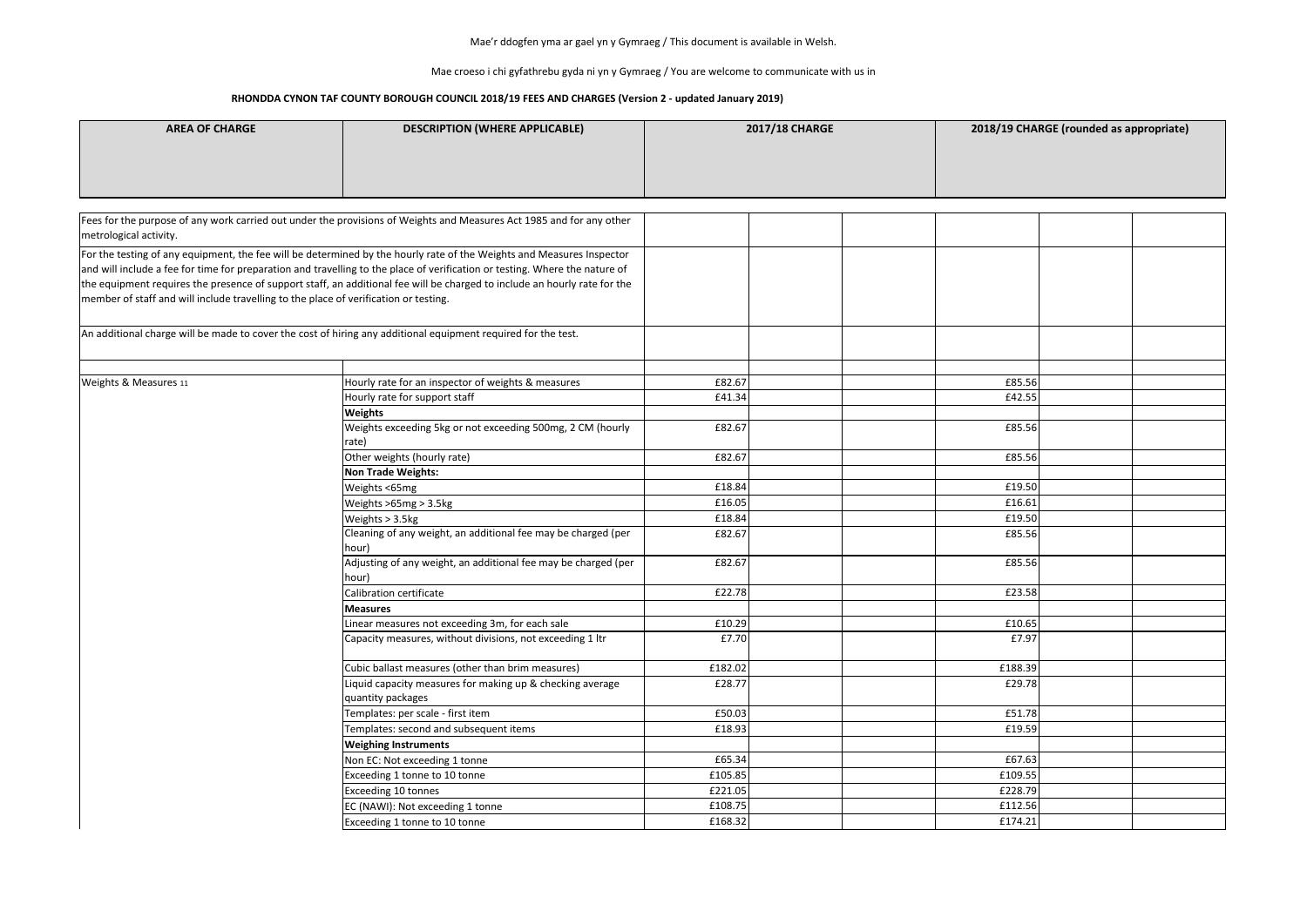Mae'r ddogfen yma ar gael yn y Gymraeg / This document is available in Welsh.

Mae croeso i chi gyfathrebu gyda ni yn y Gymraeg / You are welcome to communicate with us in

**RHONDDA CYNON TAF COUNTY BOROUGH COUNCIL 2018/19 FEES AND CHARGES (Version 2 - updated January 2019)**

| AREA OF CHARGE | DESCRIPTION (WHERE APPLICABLE) | 2017/18 CHARGE | | | 2018/19 CHARGE (rounded as appropriate) | | |
|---|---|---|---|---|---|---|---|
| Fees for the purpose of any work carried out under the provisions of Weights and Measures Act 1985 and for any other metrological activity. | | | | | | | |
| For the testing of any equipment, the fee will be determined by the hourly rate of the Weights and Measures Inspector and will include a fee for time for preparation and travelling to the place of verification or testing. Where the nature of the equipment requires the presence of support staff, an additional fee will be charged to include an hourly rate for the member of staff and will include travelling to the place of verification or testing. | | | | | | | |
| An additional charge will be made to cover the cost of hiring any additional equipment required for the test. | | | | | | | |
| Weights & Measures 11 | Hourly rate for an inspector of weights & measures | £82.67 | | | £85.56 | | |
| | Hourly rate for support staff | £41.34 | | | £42.55 | | |
| | **Weights** | | | | | | |
| | Weights exceeding 5kg or not exceeding 500mg, 2 CM (hourly rate) | £82.67 | | | £85.56 | | |
| | Other weights (hourly rate) | £82.67 | | | £85.56 | | |
| | **Non Trade Weights:** | | | | | | |
| | Weights <65mg | £18.84 | | | £19.50 | | |
| | Weights >65mg > 3.5kg | £16.05 | | | £16.61 | | |
| | Weights > 3.5kg | £18.84 | | | £19.50 | | |
| | Cleaning of any weight, an additional fee may be charged (per hour) | £82.67 | | | £85.56 | | |
| | Adjusting of any weight, an additional fee may be charged (per hour) | £82.67 | | | £85.56 | | |
| | Calibration certificate | £22.78 | | | £23.58 | | |
| | **Measures** | | | | | | |
| | Linear measures not exceeding 3m, for each sale | £10.29 | | | £10.65 | | |
| | Capacity measures, without divisions, not exceeding 1 ltr | £7.70 | | | £7.97 | | |
| | Cubic ballast measures (other than brim measures) | £182.02 | | | £188.39 | | |
| | Liquid capacity measures for making up & checking average quantity packages | £28.77 | | | £29.78 | | |
| | Templates: per scale - first item | £50.03 | | | £51.78 | | |
| | Templates: second and subsequent items | £18.93 | | | £19.59 | | |
| | **Weighing Instruments** | | | | | | |
| | Non EC: Not exceeding 1 tonne | £65.34 | | | £67.63 | | |
| | Exceeding 1 tonne to 10 tonne | £105.85 | | | £109.55 | | |
| | Exceeding 10 tonnes | £221.05 | | | £228.79 | | |
| | EC (NAWI): Not exceeding 1 tonne | £108.75 | | | £112.56 | | |
| | Exceeding 1 tonne to 10 tonne | £168.32 | | | £174.21 | | |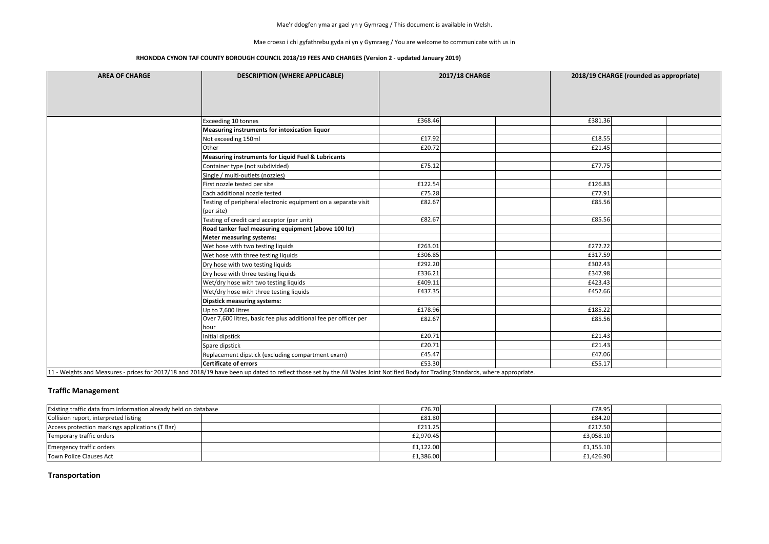Mae'r ddogfen yma ar gael yn y Gymraeg / This document is available in Welsh.

Mae croeso i chi gyfathrebu gyda ni yn y Gymraeg / You are welcome to communicate with us in

**RHONDDA CYNON TAF COUNTY BOROUGH COUNCIL 2018/19 FEES AND CHARGES (Version 2 - updated January 2019)**

| AREA OF CHARGE | DESCRIPTION (WHERE APPLICABLE) | 2017/18 CHARGE | | | 2018/19 CHARGE (rounded as appropriate) | | |
|---|---|---|---|---|---|---|---|
| | Exceeding 10 tonnes | £368.46 | | | £381.36 | | |
| | **Measuring instruments for intoxication liquor** | | | | | | |
| | Not exceeding 150ml | £17.92 | | | £18.55 | | |
| | Other | £20.72 | | | £21.45 | | |
| | **Measuring instruments for Liquid Fuel & Lubricants** | | | | | | |
| | Container type (not subdivided) | £75.12 | | | £77.75 | | |
| | Single / multi-outlets (nozzles) | | | | | | |
| | First nozzle tested per site | £122.54 | | | £126.83 | | |
| | Each additional nozzle tested | £75.28 | | | £77.91 | | |
| | Testing of peripheral electronic equipment on a separate visit (per site) | £82.67 | | | £85.56 | | |
| | Testing of credit card acceptor (per unit) | £82.67 | | | £85.56 | | |
| | **Road tanker fuel measuring equipment (above 100 ltr)** | | | | | | |
| | **Meter measuring systems:** | | | | | | |
| | Wet hose with two testing liquids | £263.01 | | | £272.22 | | |
| | Wet hose with three testing liquids | £306.85 | | | £317.59 | | |
| | Dry hose with two testing liquids | £292.20 | | | £302.43 | | |
| | Dry hose with three testing liquids | £336.21 | | | £347.98 | | |
| | Wet/dry hose with two testing liquids | £409.11 | | | £423.43 | | |
| | Wet/dry hose with three testing liquids | £437.35 | | | £452.66 | | |
| | **Dipstick measuring systems:** | | | | | | |
| | Up to 7,600 litres | £178.96 | | | £185.22 | | |
| | Over 7,600 litres, basic fee plus additional fee per officer per hour | £82.67 | | | £85.56 | | |
| | Initial dipstick | £20.71 | | | £21.43 | | |
| | Spare dipstick | £20.71 | | | £21.43 | | |
| | Replacement dipstick (excluding compartment exam) | £45.47 | | | £47.06 | | |
| | **Certificate of errors** | £53.30 | | | £55.17 | | |

11 - Weights and Measures - prices for 2017/18 and 2018/19 have been up dated to reflect those set by the All Wales Joint Notified Body for Trading Standards, where appropriate.

## Traffic Management

| | | | | | | | |
|---|---|---|---|---|---|---|---|
| Existing traffic data from information already held on database | | £76.70 | | | £78.95 | | |
| Collision report, interpreted listing | | £81.80 | | | £84.20 | | |
| Access protection markings applications (T Bar) | | £211.25 | | | £217.50 | | |
| Temporary traffic orders | | £2,970.45 | | | £3,058.10 | | |
| Emergency traffic orders | | £1,122.00 | | | £1,155.10 | | |
| Town Police Clauses Act | | £1,386.00 | | | £1,426.90 | | |

## Transportation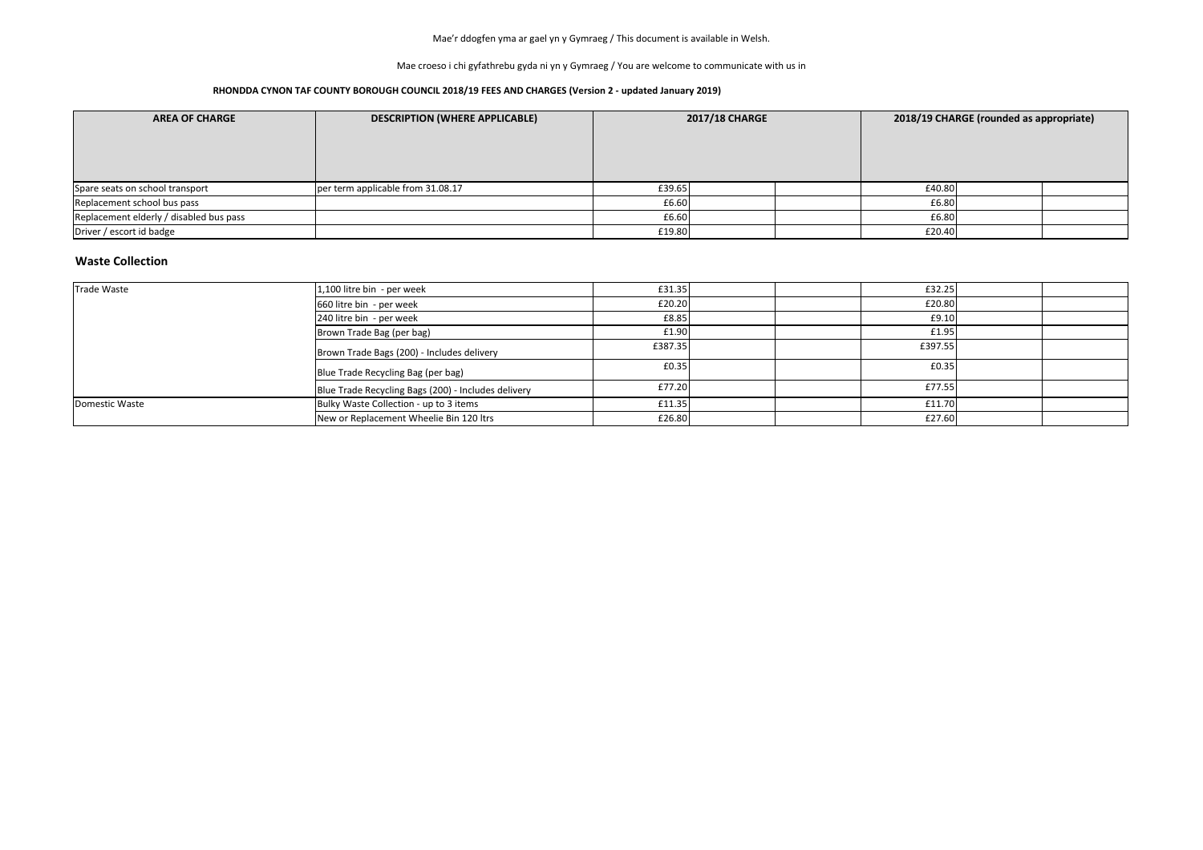Mae'r ddogfen yma ar gael yn y Gymraeg / This document is available in Welsh.

Mae croeso i chi gyfathrebu gyda ni yn y Gymraeg / You are welcome to communicate with us in

**RHONDDA CYNON TAF COUNTY BOROUGH COUNCIL 2018/19 FEES AND CHARGES (Version 2 - updated January 2019)**

| AREA OF CHARGE | DESCRIPTION (WHERE APPLICABLE) | 2017/18 CHARGE | | | 2018/19 CHARGE (rounded as appropriate) | | |
|---|---|---|---|---|---|---|---|
| Spare seats on school transport | per term applicable from 31.08.17 | £39.65 | | | £40.80 | | |
| Replacement school bus pass | | £6.60 | | | £6.80 | | |
| Replacement elderly / disabled bus pass | | £6.60 | | | £6.80 | | |
| Driver / escort id badge | | £19.80 | | | £20.40 | | |

## Waste Collection

| | | | | | | | |
|---|---|---|---|---|---|---|---|
| Trade Waste | 1,100 litre bin - per week | £31.35 | | | £32.25 | | |
| | 660 litre bin - per week | £20.20 | | | £20.80 | | |
| | 240 litre bin - per week | £8.85 | | | £9.10 | | |
| | Brown Trade Bag (per bag) | £1.90 | | | £1.95 | | |
| | Brown Trade Bags (200) - Includes delivery | £387.35 | | | £397.55 | | |
| | Blue Trade Recycling Bag (per bag) | £0.35 | | | £0.35 | | |
| | Blue Trade Recycling Bags (200) - Includes delivery | £77.20 | | | £77.55 | | |
| Domestic Waste | Bulky Waste Collection - up to 3 items | £11.35 | | | £11.70 | | |
| | New or Replacement Wheelie Bin 120 ltrs | £26.80 | | | £27.60 | | |